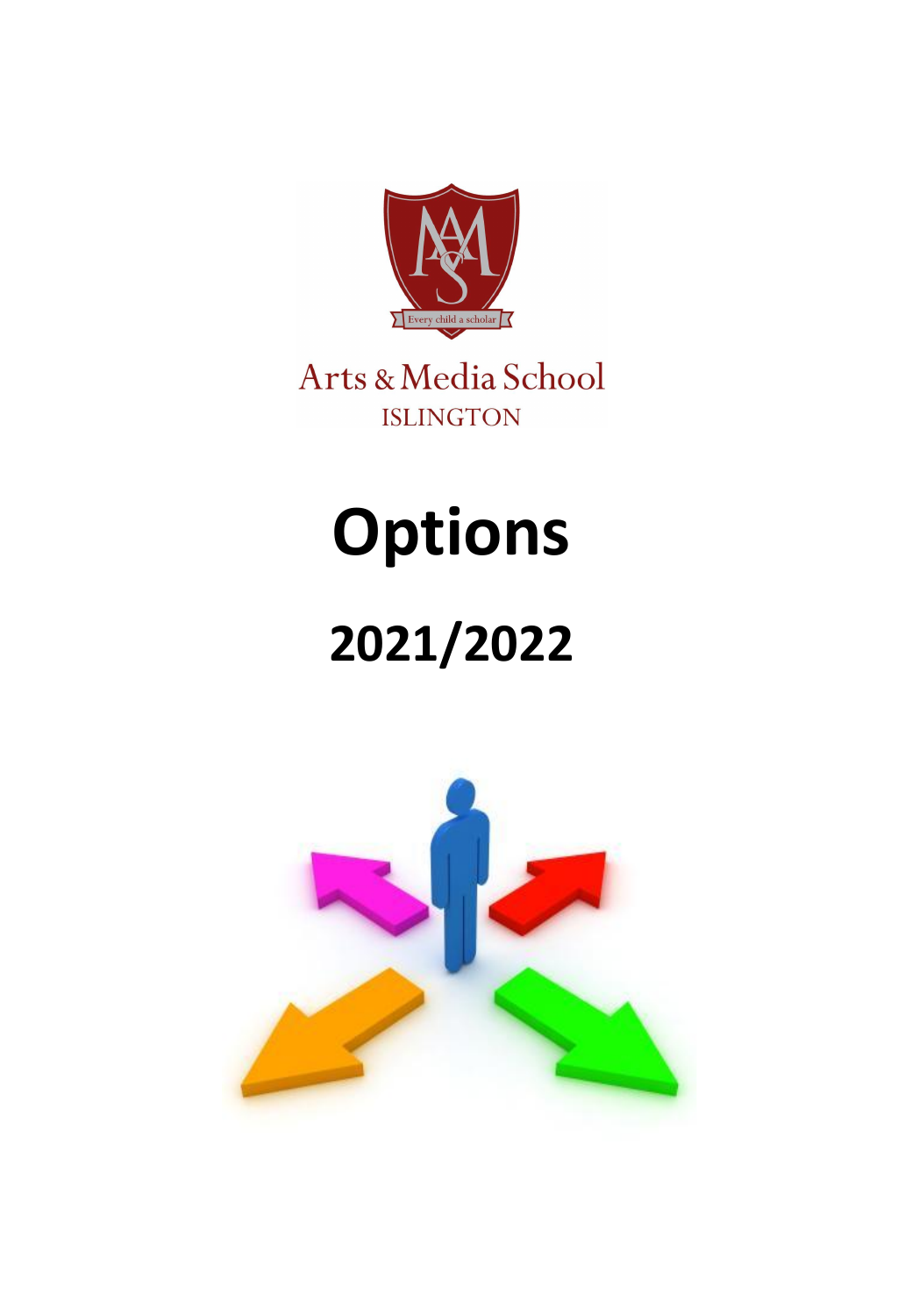Every child a scholar

Arts & Media School

ISLINGTON

# Options

## 2021/2022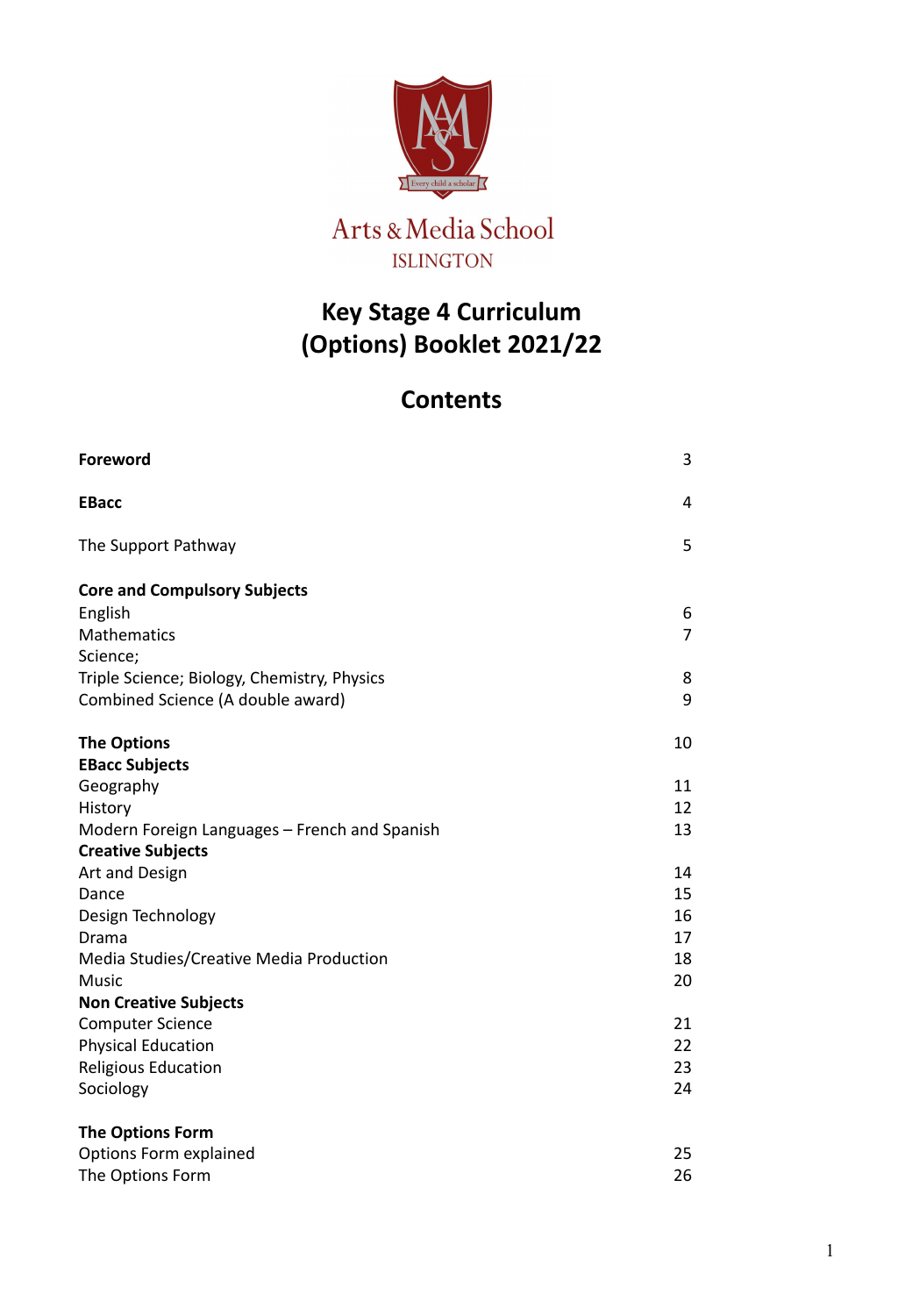Arts & Media School
ISLINGTON

# Key Stage 4 Curriculum (Options) Booklet 2021/22

## Contents

| | |
|---|---|
| **Foreword** | 3 |
| **EBacc** | 4 |
| The Support Pathway | 5 |
| **Core and Compulsory Subjects** | |
| English | 6 |
| Mathematics | 7 |
| Science; | |
| Triple Science; Biology, Chemistry, Physics | 8 |
| Combined Science (A double award) | 9 |
| **The Options** | 10 |
| **EBacc Subjects** | |
| Geography | 11 |
| History | 12 |
| Modern Foreign Languages – French and Spanish | 13 |
| **Creative Subjects** | |
| Art and Design | 14 |
| Dance | 15 |
| Design Technology | 16 |
| Drama | 17 |
| Media Studies/Creative Media Production | 18 |
| Music | 20 |
| **Non Creative Subjects** | |
| Computer Science | 21 |
| Physical Education | 22 |
| Religious Education | 23 |
| Sociology | 24 |
| **The Options Form** | |
| Options Form explained | 25 |
| The Options Form | 26 |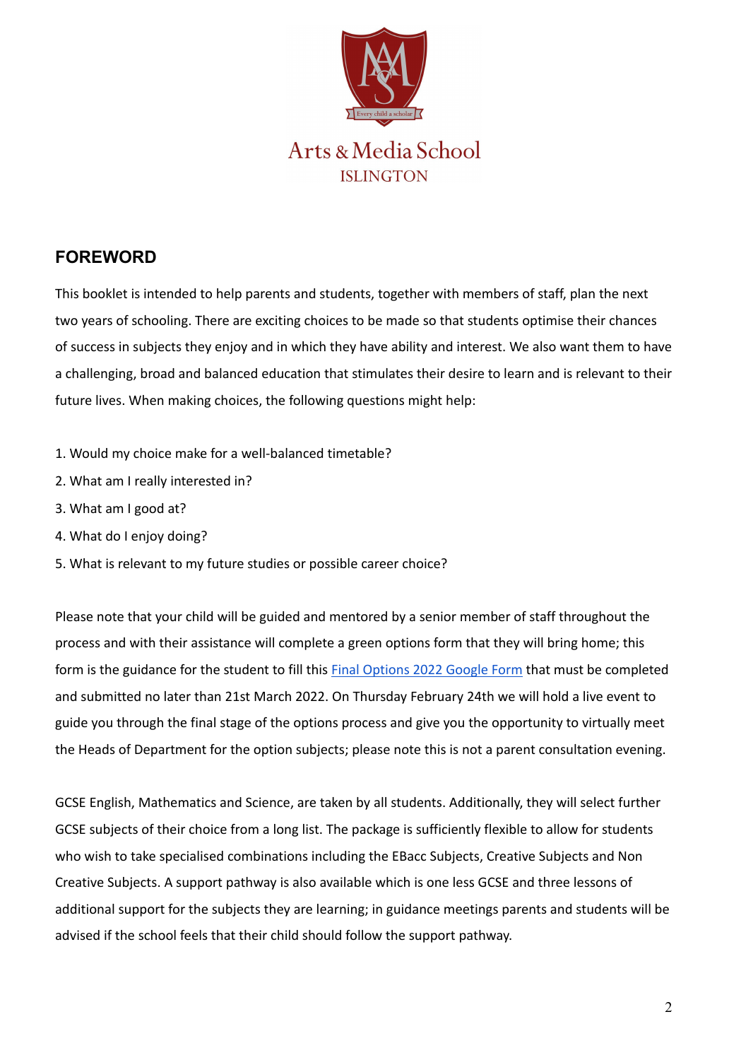Arts & Media School
ISLINGTON

## FOREWORD

This booklet is intended to help parents and students, together with members of staff, plan the next two years of schooling. There are exciting choices to be made so that students optimise their chances of success in subjects they enjoy and in which they have ability and interest. We also want them to have a challenging, broad and balanced education that stimulates their desire to learn and is relevant to their future lives. When making choices, the following questions might help:

1. Would my choice make for a well-balanced timetable?
2. What am I really interested in?
3. What am I good at?
4. What do I enjoy doing?
5. What is relevant to my future studies or possible career choice?

Please note that your child will be guided and mentored by a senior member of staff throughout the process and with their assistance will complete a green options form that they will bring home; this form is the guidance for the student to fill this Final Options 2022 Google Form that must be completed and submitted no later than 21st March 2022. On Thursday February 24th we will hold a live event to guide you through the final stage of the options process and give you the opportunity to virtually meet the Heads of Department for the option subjects; please note this is not a parent consultation evening.

GCSE English, Mathematics and Science, are taken by all students. Additionally, they will select further GCSE subjects of their choice from a long list. The package is sufficiently flexible to allow for students who wish to take specialised combinations including the EBacc Subjects, Creative Subjects and Non Creative Subjects. A support pathway is also available which is one less GCSE and three lessons of additional support for the subjects they are learning; in guidance meetings parents and students will be advised if the school feels that their child should follow the support pathway.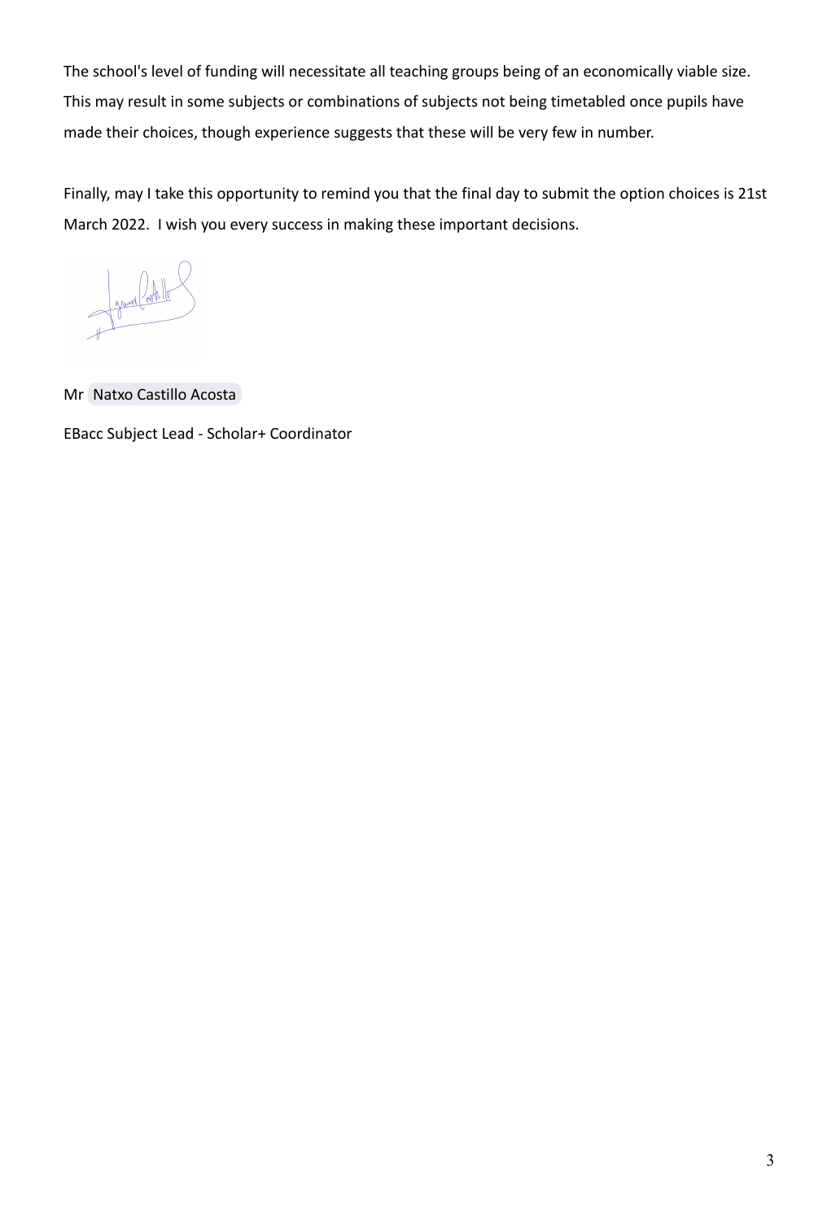The school's level of funding will necessitate all teaching groups being of an economically viable size. This may result in some subjects or combinations of subjects not being timetabled once pupils have made their choices, though experience suggests that these will be very few in number.

Finally, may I take this opportunity to remind you that the final day to submit the option choices is 21st March 2022. I wish you every success in making these important decisions.

Mr Natxo Castillo Acosta

EBacc Subject Lead - Scholar+ Coordinator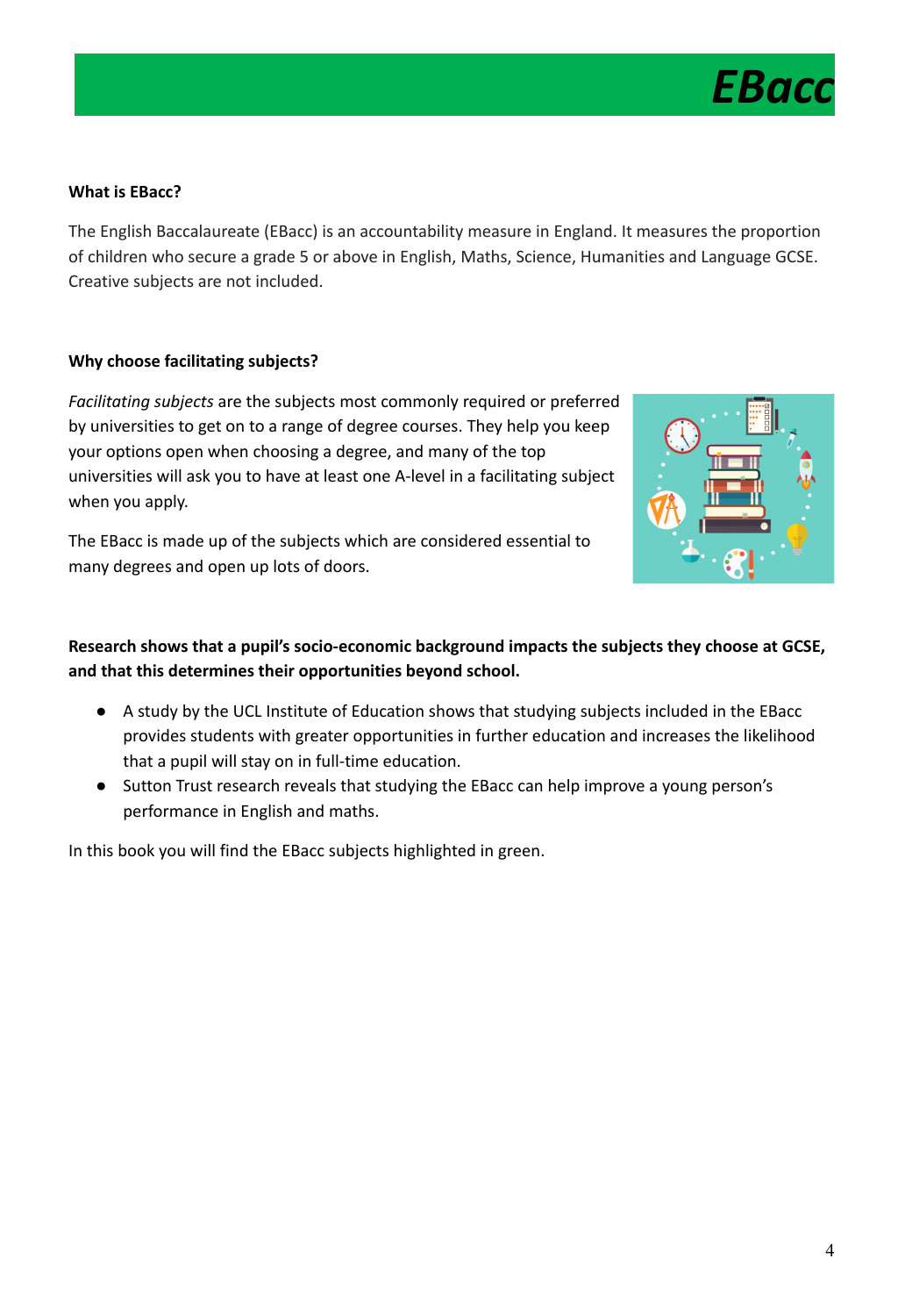# EBacc

**What is EBacc?**

The English Baccalaureate (EBacc) is an accountability measure in England. It measures the proportion of children who secure a grade 5 or above in English, Maths, Science, Humanities and Language GCSE. Creative subjects are not included.

**Why choose facilitating subjects?**

*Facilitating subjects* are the subjects most commonly required or preferred by universities to get on to a range of degree courses. They help you keep your options open when choosing a degree, and many of the top universities will ask you to have at least one A-level in a facilitating subject when you apply.

The EBacc is made up of the subjects which are considered essential to many degrees and open up lots of doors.

**Research shows that a pupil's socio-economic background impacts the subjects they choose at GCSE, and that this determines their opportunities beyond school.**

- A study by the UCL Institute of Education shows that studying subjects included in the EBacc provides students with greater opportunities in further education and increases the likelihood that a pupil will stay on in full-time education.
- Sutton Trust research reveals that studying the EBacc can help improve a young person's performance in English and maths.

In this book you will find the EBacc subjects highlighted in green.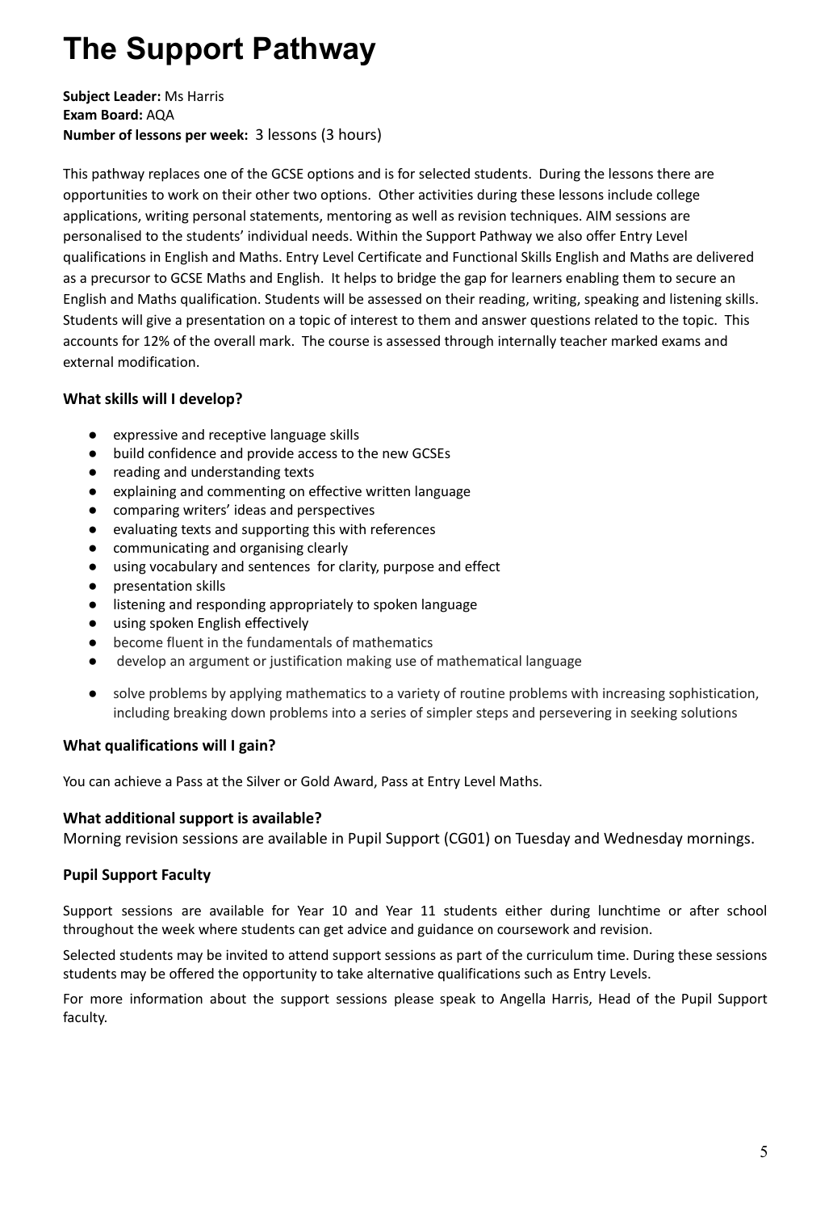# The Support Pathway

**Subject Leader:** Ms Harris
**Exam Board:** AQA
**Number of lessons per week:** 3 lessons (3 hours)

This pathway replaces one of the GCSE options and is for selected students. During the lessons there are opportunities to work on their other two options. Other activities during these lessons include college applications, writing personal statements, mentoring as well as revision techniques. AIM sessions are personalised to the students' individual needs. Within the Support Pathway we also offer Entry Level qualifications in English and Maths. Entry Level Certificate and Functional Skills English and Maths are delivered as a precursor to GCSE Maths and English. It helps to bridge the gap for learners enabling them to secure an English and Maths qualification. Students will be assessed on their reading, writing, speaking and listening skills. Students will give a presentation on a topic of interest to them and answer questions related to the topic. This accounts for 12% of the overall mark. The course is assessed through internally teacher marked exams and external modification.

### What skills will I develop?

- expressive and receptive language skills
- build confidence and provide access to the new GCSEs
- reading and understanding texts
- explaining and commenting on effective written language
- comparing writers' ideas and perspectives
- evaluating texts and supporting this with references
- communicating and organising clearly
- using vocabulary and sentences for clarity, purpose and effect
- presentation skills
- listening and responding appropriately to spoken language
- using spoken English effectively
- become fluent in the fundamentals of mathematics
- develop an argument or justification making use of mathematical language
- solve problems by applying mathematics to a variety of routine problems with increasing sophistication, including breaking down problems into a series of simpler steps and persevering in seeking solutions

### What qualifications will I gain?

You can achieve a Pass at the Silver or Gold Award, Pass at Entry Level Maths.

### What additional support is available?

Morning revision sessions are available in Pupil Support (CG01) on Tuesday and Wednesday mornings.

### Pupil Support Faculty

Support sessions are available for Year 10 and Year 11 students either during lunchtime or after school throughout the week where students can get advice and guidance on coursework and revision.

Selected students may be invited to attend support sessions as part of the curriculum time. During these sessions students may be offered the opportunity to take alternative qualifications such as Entry Levels.

For more information about the support sessions please speak to Angella Harris, Head of the Pupil Support faculty.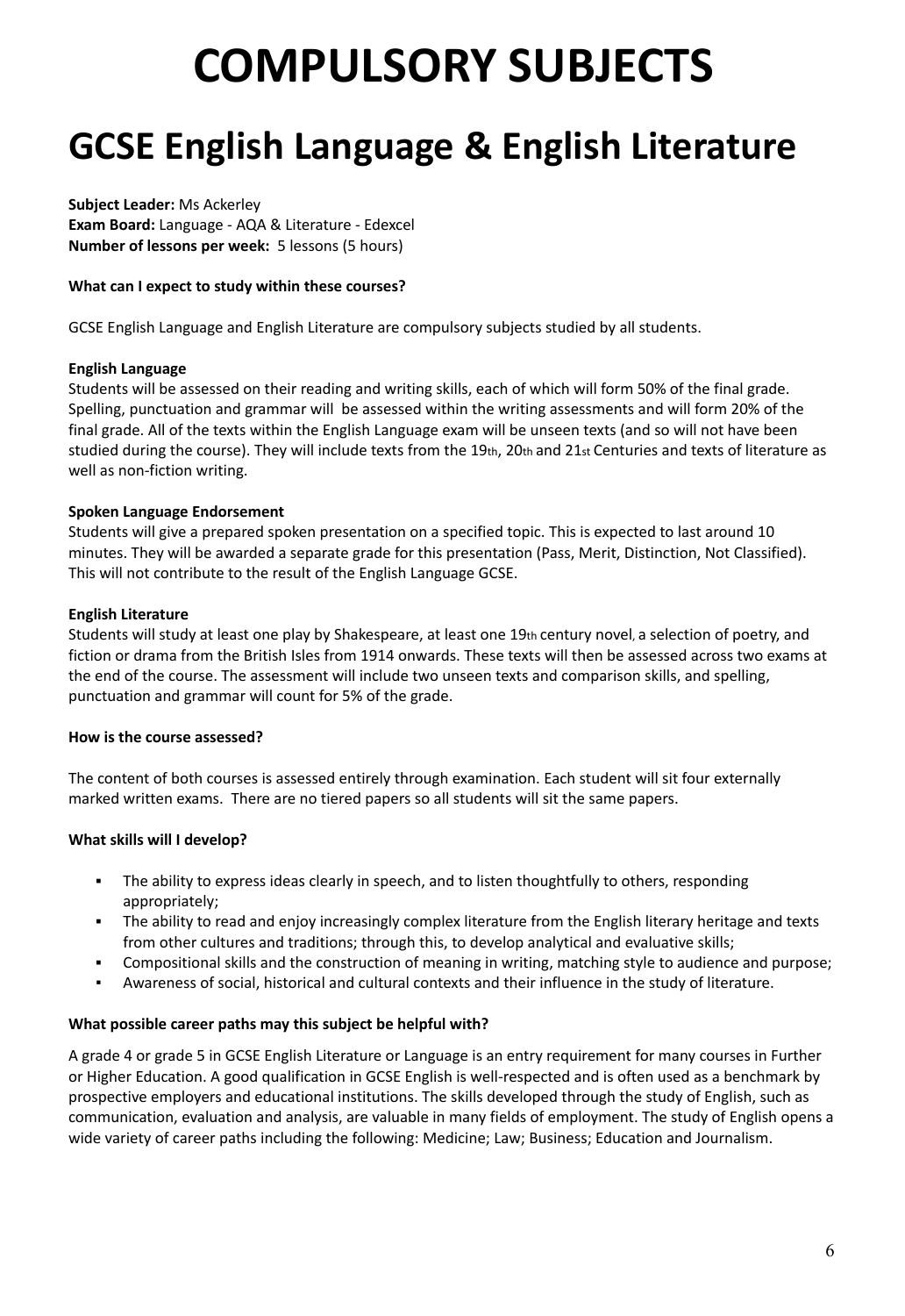# COMPULSORY SUBJECTS

## GCSE English Language & English Literature

**Subject Leader:** Ms Ackerley
**Exam Board:** Language - AQA & Literature - Edexcel
**Number of lessons per week:** 5 lessons (5 hours)

**What can I expect to study within these courses?**

GCSE English Language and English Literature are compulsory subjects studied by all students.

**English Language**
Students will be assessed on their reading and writing skills, each of which will form 50% of the final grade. Spelling, punctuation and grammar will be assessed within the writing assessments and will form 20% of the final grade. All of the texts within the English Language exam will be unseen texts (and so will not have been studied during the course). They will include texts from the 19th, 20th and 21st Centuries and texts of literature as well as non-fiction writing.

**Spoken Language Endorsement**
Students will give a prepared spoken presentation on a specified topic. This is expected to last around 10 minutes. They will be awarded a separate grade for this presentation (Pass, Merit, Distinction, Not Classified). This will not contribute to the result of the English Language GCSE.

**English Literature**
Students will study at least one play by Shakespeare, at least one 19th century novel, a selection of poetry, and fiction or drama from the British Isles from 1914 onwards. These texts will then be assessed across two exams at the end of the course. The assessment will include two unseen texts and comparison skills, and spelling, punctuation and grammar will count for 5% of the grade.

**How is the course assessed?**

The content of both courses is assessed entirely through examination. Each student will sit four externally marked written exams. There are no tiered papers so all students will sit the same papers.

**What skills will I develop?**

- The ability to express ideas clearly in speech, and to listen thoughtfully to others, responding appropriately;
- The ability to read and enjoy increasingly complex literature from the English literary heritage and texts from other cultures and traditions; through this, to develop analytical and evaluative skills;
- Compositional skills and the construction of meaning in writing, matching style to audience and purpose;
- Awareness of social, historical and cultural contexts and their influence in the study of literature.

**What possible career paths may this subject be helpful with?**

A grade 4 or grade 5 in GCSE English Literature or Language is an entry requirement for many courses in Further or Higher Education. A good qualification in GCSE English is well-respected and is often used as a benchmark by prospective employers and educational institutions. The skills developed through the study of English, such as communication, evaluation and analysis, are valuable in many fields of employment. The study of English opens a wide variety of career paths including the following: Medicine; Law; Business; Education and Journalism.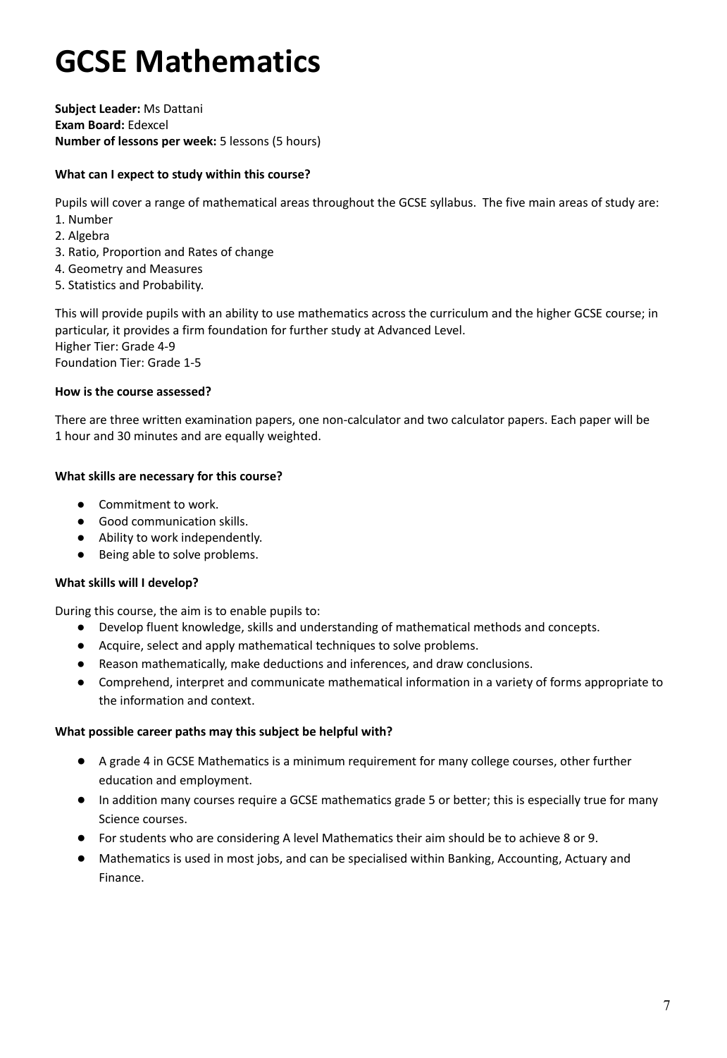# GCSE Mathematics

**Subject Leader:** Ms Dattani
**Exam Board:** Edexcel
**Number of lessons per week:** 5 lessons (5 hours)

**What can I expect to study within this course?**

Pupils will cover a range of mathematical areas throughout the GCSE syllabus. The five main areas of study are:
1. Number
2. Algebra
3. Ratio, Proportion and Rates of change
4. Geometry and Measures
5. Statistics and Probability.

This will provide pupils with an ability to use mathematics across the curriculum and the higher GCSE course; in particular, it provides a firm foundation for further study at Advanced Level.
Higher Tier: Grade 4-9
Foundation Tier: Grade 1-5

**How is the course assessed?**

There are three written examination papers, one non-calculator and two calculator papers. Each paper will be 1 hour and 30 minutes and are equally weighted.

**What skills are necessary for this course?**

- Commitment to work.
- Good communication skills.
- Ability to work independently.
- Being able to solve problems.

**What skills will I develop?**

During this course, the aim is to enable pupils to:

- Develop fluent knowledge, skills and understanding of mathematical methods and concepts.
- Acquire, select and apply mathematical techniques to solve problems.
- Reason mathematically, make deductions and inferences, and draw conclusions.
- Comprehend, interpret and communicate mathematical information in a variety of forms appropriate to the information and context.

**What possible career paths may this subject be helpful with?**

- A grade 4 in GCSE Mathematics is a minimum requirement for many college courses, other further education and employment.
- In addition many courses require a GCSE mathematics grade 5 or better; this is especially true for many Science courses.
- For students who are considering A level Mathematics their aim should be to achieve 8 or 9.
- Mathematics is used in most jobs, and can be specialised within Banking, Accounting, Actuary and Finance.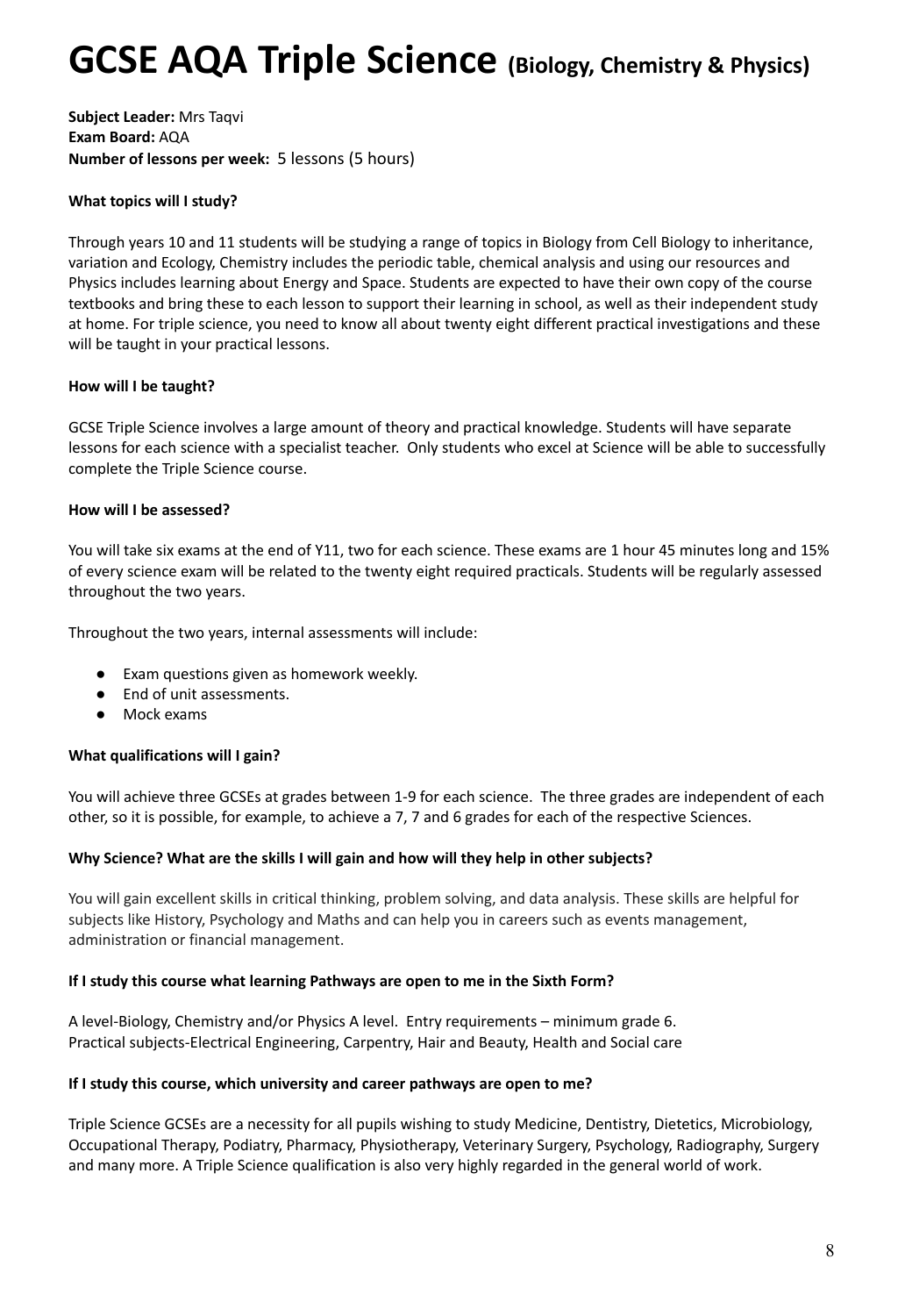# GCSE AQA Triple Science (Biology, Chemistry & Physics)

**Subject Leader:** Mrs Taqvi
**Exam Board:** AQA
**Number of lessons per week:** 5 lessons (5 hours)

**What topics will I study?**

Through years 10 and 11 students will be studying a range of topics in Biology from Cell Biology to inheritance, variation and Ecology, Chemistry includes the periodic table, chemical analysis and using our resources and Physics includes learning about Energy and Space. Students are expected to have their own copy of the course textbooks and bring these to each lesson to support their learning in school, as well as their independent study at home. For triple science, you need to know all about twenty eight different practical investigations and these will be taught in your practical lessons.

**How will I be taught?**

GCSE Triple Science involves a large amount of theory and practical knowledge. Students will have separate lessons for each science with a specialist teacher. Only students who excel at Science will be able to successfully complete the Triple Science course.

**How will I be assessed?**

You will take six exams at the end of Y11, two for each science. These exams are 1 hour 45 minutes long and 15% of every science exam will be related to the twenty eight required practicals. Students will be regularly assessed throughout the two years.

Throughout the two years, internal assessments will include:

- Exam questions given as homework weekly.
- End of unit assessments.
- Mock exams

**What qualifications will I gain?**

You will achieve three GCSEs at grades between 1-9 for each science. The three grades are independent of each other, so it is possible, for example, to achieve a 7, 7 and 6 grades for each of the respective Sciences.

**Why Science? What are the skills I will gain and how will they help in other subjects?**

You will gain excellent skills in critical thinking, problem solving, and data analysis. These skills are helpful for subjects like History, Psychology and Maths and can help you in careers such as events management, administration or financial management.

**If I study this course what learning Pathways are open to me in the Sixth Form?**

A level-Biology, Chemistry and/or Physics A level. Entry requirements – minimum grade 6.
Practical subjects-Electrical Engineering, Carpentry, Hair and Beauty, Health and Social care

**If I study this course, which university and career pathways are open to me?**

Triple Science GCSEs are a necessity for all pupils wishing to study Medicine, Dentistry, Dietetics, Microbiology, Occupational Therapy, Podiatry, Pharmacy, Physiotherapy, Veterinary Surgery, Psychology, Radiography, Surgery and many more. A Triple Science qualification is also very highly regarded in the general world of work.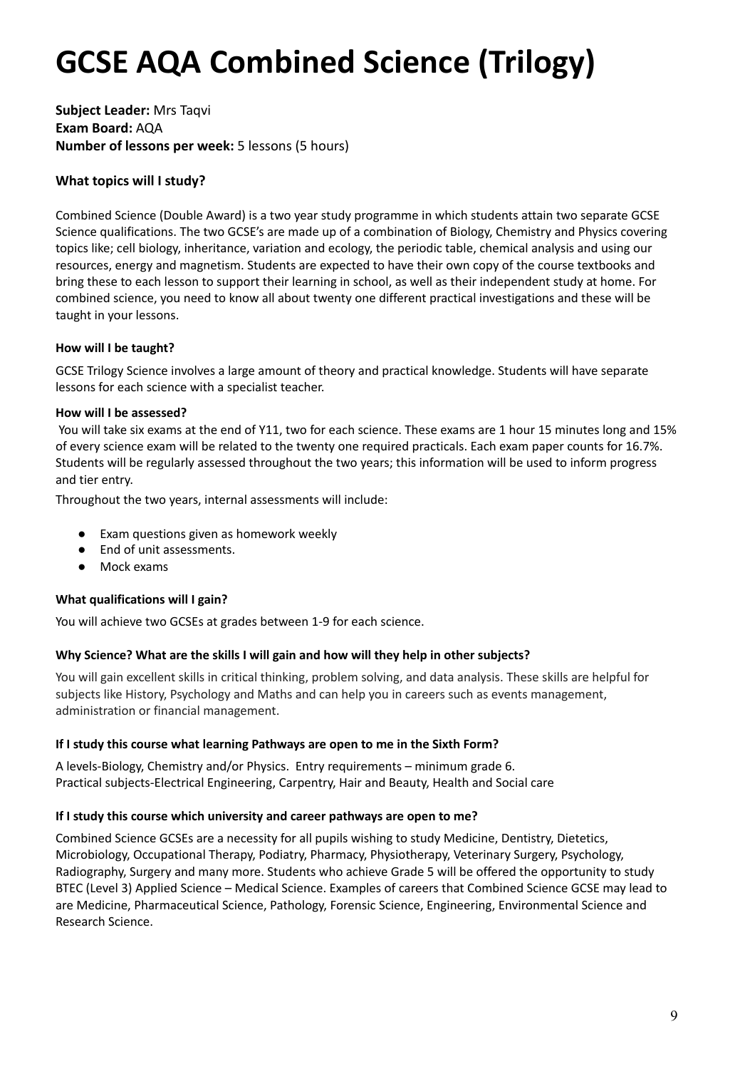# GCSE AQA Combined Science (Trilogy)

**Subject Leader:** Mrs Taqvi
**Exam Board:** AQA
**Number of lessons per week:** 5 lessons (5 hours)

### What topics will I study?

Combined Science (Double Award) is a two year study programme in which students attain two separate GCSE Science qualifications. The two GCSE's are made up of a combination of Biology, Chemistry and Physics covering topics like; cell biology, inheritance, variation and ecology, the periodic table, chemical analysis and using our resources, energy and magnetism. Students are expected to have their own copy of the course textbooks and bring these to each lesson to support their learning in school, as well as their independent study at home. For combined science, you need to know all about twenty one different practical investigations and these will be taught in your lessons.

#### How will I be taught?

GCSE Trilogy Science involves a large amount of theory and practical knowledge. Students will have separate lessons for each science with a specialist teacher.

#### How will I be assessed?

You will take six exams at the end of Y11, two for each science. These exams are 1 hour 15 minutes long and 15% of every science exam will be related to the twenty one required practicals. Each exam paper counts for 16.7%. Students will be regularly assessed throughout the two years; this information will be used to inform progress and tier entry.

Throughout the two years, internal assessments will include:

- Exam questions given as homework weekly
- End of unit assessments.
- Mock exams

#### What qualifications will I gain?

You will achieve two GCSEs at grades between 1-9 for each science.

#### Why Science? What are the skills I will gain and how will they help in other subjects?

You will gain excellent skills in critical thinking, problem solving, and data analysis. These skills are helpful for subjects like History, Psychology and Maths and can help you in careers such as events management, administration or financial management.

#### If I study this course what learning Pathways are open to me in the Sixth Form?

A levels-Biology, Chemistry and/or Physics. Entry requirements – minimum grade 6.
Practical subjects-Electrical Engineering, Carpentry, Hair and Beauty, Health and Social care

#### If I study this course which university and career pathways are open to me?

Combined Science GCSEs are a necessity for all pupils wishing to study Medicine, Dentistry, Dietetics, Microbiology, Occupational Therapy, Podiatry, Pharmacy, Physiotherapy, Veterinary Surgery, Psychology, Radiography, Surgery and many more. Students who achieve Grade 5 will be offered the opportunity to study BTEC (Level 3) Applied Science – Medical Science. Examples of careers that Combined Science GCSE may lead to are Medicine, Pharmaceutical Science, Pathology, Forensic Science, Engineering, Environmental Science and Research Science.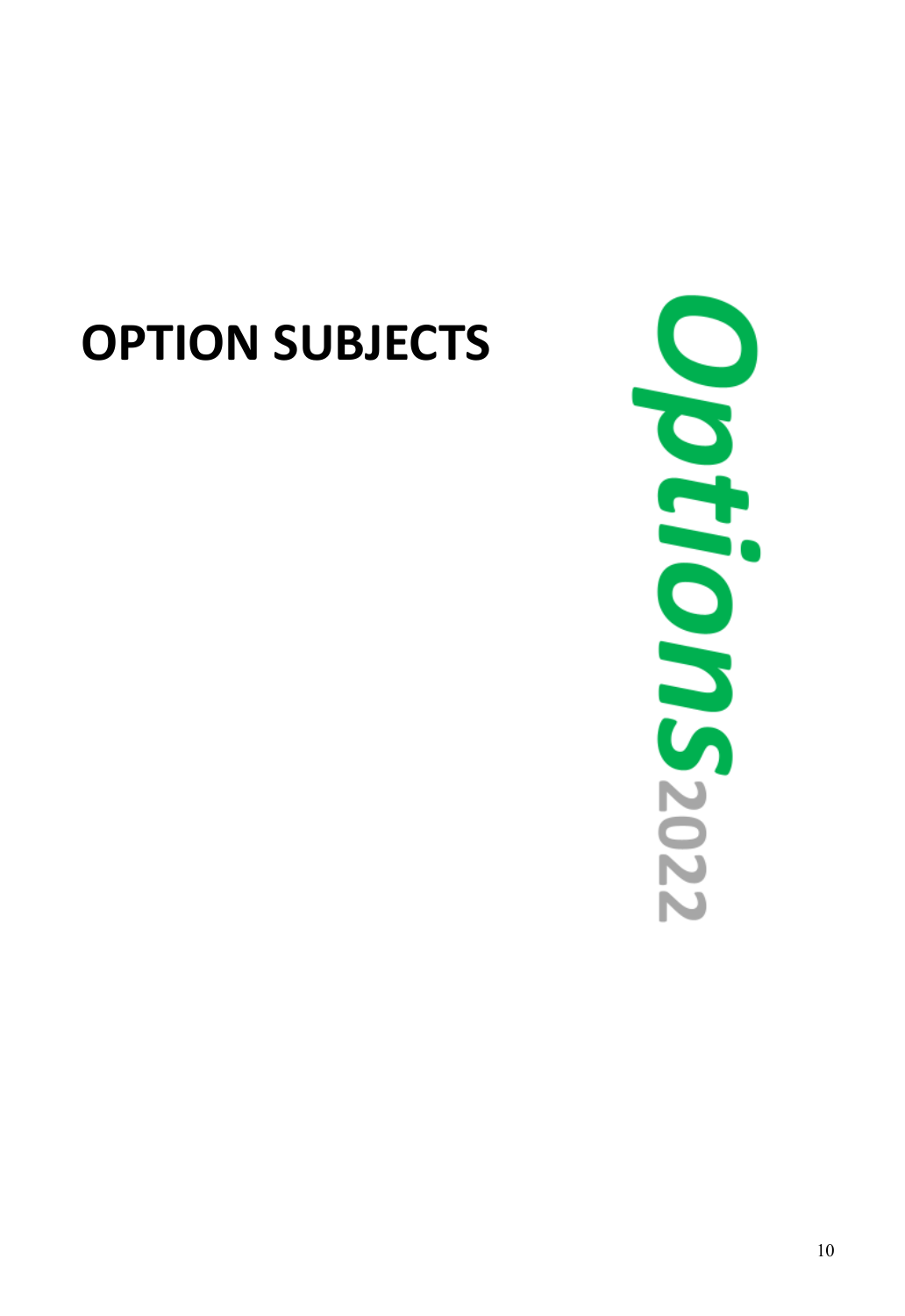# OPTION SUBJECTS

Options 2022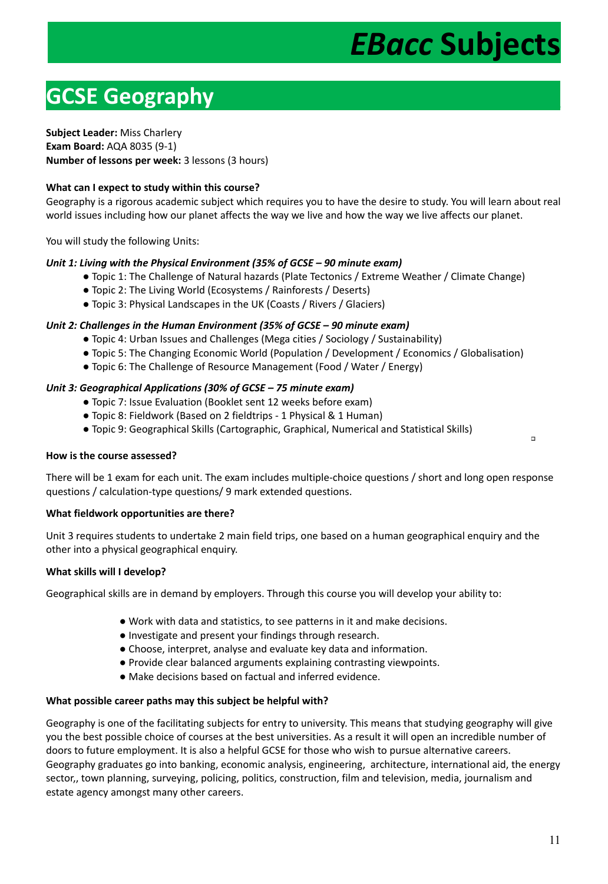# *EBacc* Subjects

## GCSE Geography

**Subject Leader:** Miss Charlery
**Exam Board:** AQA 8035 (9-1)
**Number of lessons per week:** 3 lessons (3 hours)

**What can I expect to study within this course?**

Geography is a rigorous academic subject which requires you to have the desire to study. You will learn about real world issues including how our planet affects the way we live and how the way we live affects our planet.

You will study the following Units:

***Unit 1: Living with the Physical Environment (35% of GCSE – 90 minute exam)***

- Topic 1: The Challenge of Natural hazards (Plate Tectonics / Extreme Weather / Climate Change)
- Topic 2: The Living World (Ecosystems / Rainforests / Deserts)
- Topic 3: Physical Landscapes in the UK (Coasts / Rivers / Glaciers)

***Unit 2: Challenges in the Human Environment (35% of GCSE – 90 minute exam)***

- Topic 4: Urban Issues and Challenges (Mega cities / Sociology / Sustainability)
- Topic 5: The Changing Economic World (Population / Development / Economics / Globalisation)
- Topic 6: The Challenge of Resource Management (Food / Water / Energy)

***Unit 3: Geographical Applications (30% of GCSE – 75 minute exam)***

- Topic 7: Issue Evaluation (Booklet sent 12 weeks before exam)
- Topic 8: Fieldwork (Based on 2 fieldtrips - 1 Physical & 1 Human)
- Topic 9: Geographical Skills (Cartographic, Graphical, Numerical and Statistical Skills)

**How is the course assessed?**

There will be 1 exam for each unit. The exam includes multiple-choice questions / short and long open response questions / calculation-type questions/ 9 mark extended questions.

**What fieldwork opportunities are there?**

Unit 3 requires students to undertake 2 main field trips, one based on a human geographical enquiry and the other into a physical geographical enquiry.

**What skills will I develop?**

Geographical skills are in demand by employers. Through this course you will develop your ability to:

- Work with data and statistics, to see patterns in it and make decisions.
- Investigate and present your findings through research.
- Choose, interpret, analyse and evaluate key data and information.
- Provide clear balanced arguments explaining contrasting viewpoints.
- Make decisions based on factual and inferred evidence.

**What possible career paths may this subject be helpful with?**

Geography is one of the facilitating subjects for entry to university. This means that studying geography will give you the best possible choice of courses at the best universities. As a result it will open an incredible number of doors to future employment. It is also a helpful GCSE for those who wish to pursue alternative careers. Geography graduates go into banking, economic analysis, engineering, architecture, international aid, the energy sector,, town planning, surveying, policing, politics, construction, film and television, media, journalism and estate agency amongst many other careers.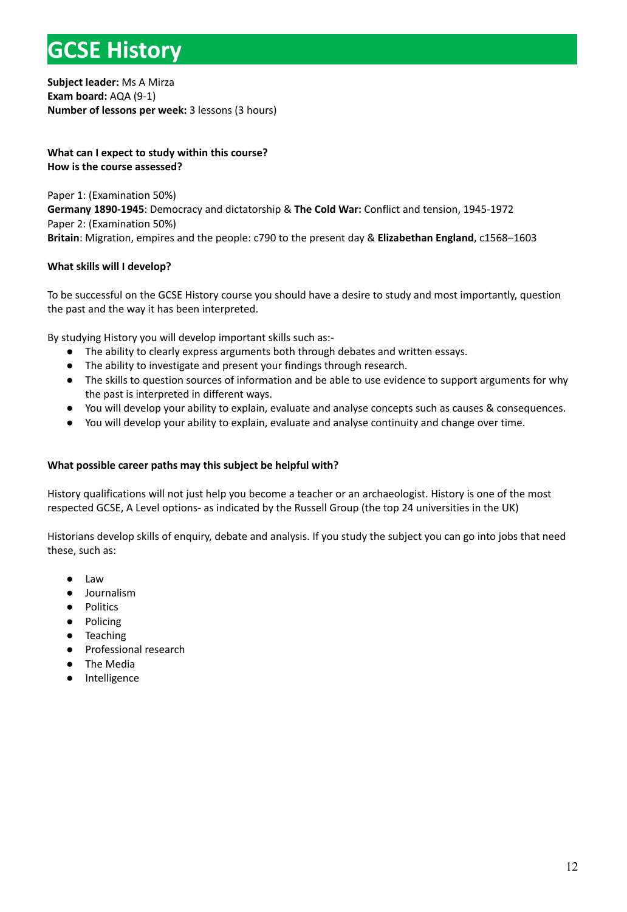# GCSE History

**Subject leader:** Ms A Mirza
**Exam board:** AQA (9-1)
**Number of lessons per week:** 3 lessons (3 hours)

**What can I expect to study within this course?**
**How is the course assessed?**

Paper 1: (Examination 50%)
**Germany 1890-1945**: Democracy and dictatorship & **The Cold War:** Conflict and tension, 1945-1972
Paper 2: (Examination 50%)
**Britain**: Migration, empires and the people: c790 to the present day & **Elizabethan England**, c1568–1603

**What skills will I develop?**

To be successful on the GCSE History course you should have a desire to study and most importantly, question the past and the way it has been interpreted.

By studying History you will develop important skills such as:-

- The ability to clearly express arguments both through debates and written essays.
- The ability to investigate and present your findings through research.
- The skills to question sources of information and be able to use evidence to support arguments for why the past is interpreted in different ways.
- You will develop your ability to explain, evaluate and analyse concepts such as causes & consequences.
- You will develop your ability to explain, evaluate and analyse continuity and change over time.

**What possible career paths may this subject be helpful with?**

History qualifications will not just help you become a teacher or an archaeologist. History is one of the most respected GCSE, A Level options- as indicated by the Russell Group (the top 24 universities in the UK)

Historians develop skills of enquiry, debate and analysis. If you study the subject you can go into jobs that need these, such as:

- Law
- Journalism
- Politics
- Policing
- Teaching
- Professional research
- The Media
- Intelligence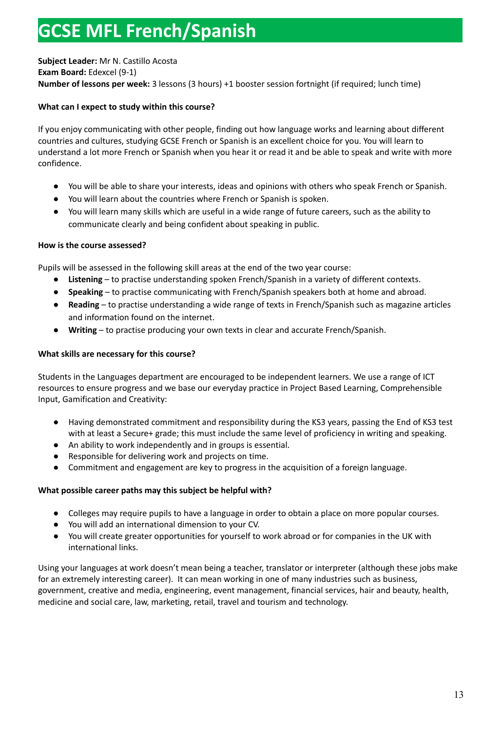# GCSE MFL French/Spanish

**Subject Leader:** Mr N. Castillo Acosta
**Exam Board:** Edexcel (9-1)
**Number of lessons per week:** 3 lessons (3 hours) +1 booster session fortnight (if required; lunch time)

**What can I expect to study within this course?**

If you enjoy communicating with other people, finding out how language works and learning about different countries and cultures, studying GCSE French or Spanish is an excellent choice for you. You will learn to understand a lot more French or Spanish when you hear it or read it and be able to speak and write with more confidence.

- You will be able to share your interests, ideas and opinions with others who speak French or Spanish.
- You will learn about the countries where French or Spanish is spoken.
- You will learn many skills which are useful in a wide range of future careers, such as the ability to communicate clearly and being confident about speaking in public.

**How is the course assessed?**

Pupils will be assessed in the following skill areas at the end of the two year course:

- **Listening** – to practise understanding spoken French/Spanish in a variety of different contexts.
- **Speaking** – to practise communicating with French/Spanish speakers both at home and abroad.
- **Reading** – to practise understanding a wide range of texts in French/Spanish such as magazine articles and information found on the internet.
- **Writing** – to practise producing your own texts in clear and accurate French/Spanish.

**What skills are necessary for this course?**

Students in the Languages department are encouraged to be independent learners. We use a range of ICT resources to ensure progress and we base our everyday practice in Project Based Learning, Comprehensible Input, Gamification and Creativity:

- Having demonstrated commitment and responsibility during the KS3 years, passing the End of KS3 test with at least a Secure+ grade; this must include the same level of proficiency in writing and speaking.
- An ability to work independently and in groups is essential.
- Responsible for delivering work and projects on time.
- Commitment and engagement are key to progress in the acquisition of a foreign language.

**What possible career paths may this subject be helpful with?**

- Colleges may require pupils to have a language in order to obtain a place on more popular courses.
- You will add an international dimension to your CV.
- You will create greater opportunities for yourself to work abroad or for companies in the UK with international links.

Using your languages at work doesn't mean being a teacher, translator or interpreter (although these jobs make for an extremely interesting career). It can mean working in one of many industries such as business, government, creative and media, engineering, event management, financial services, hair and beauty, health, medicine and social care, law, marketing, retail, travel and tourism and technology.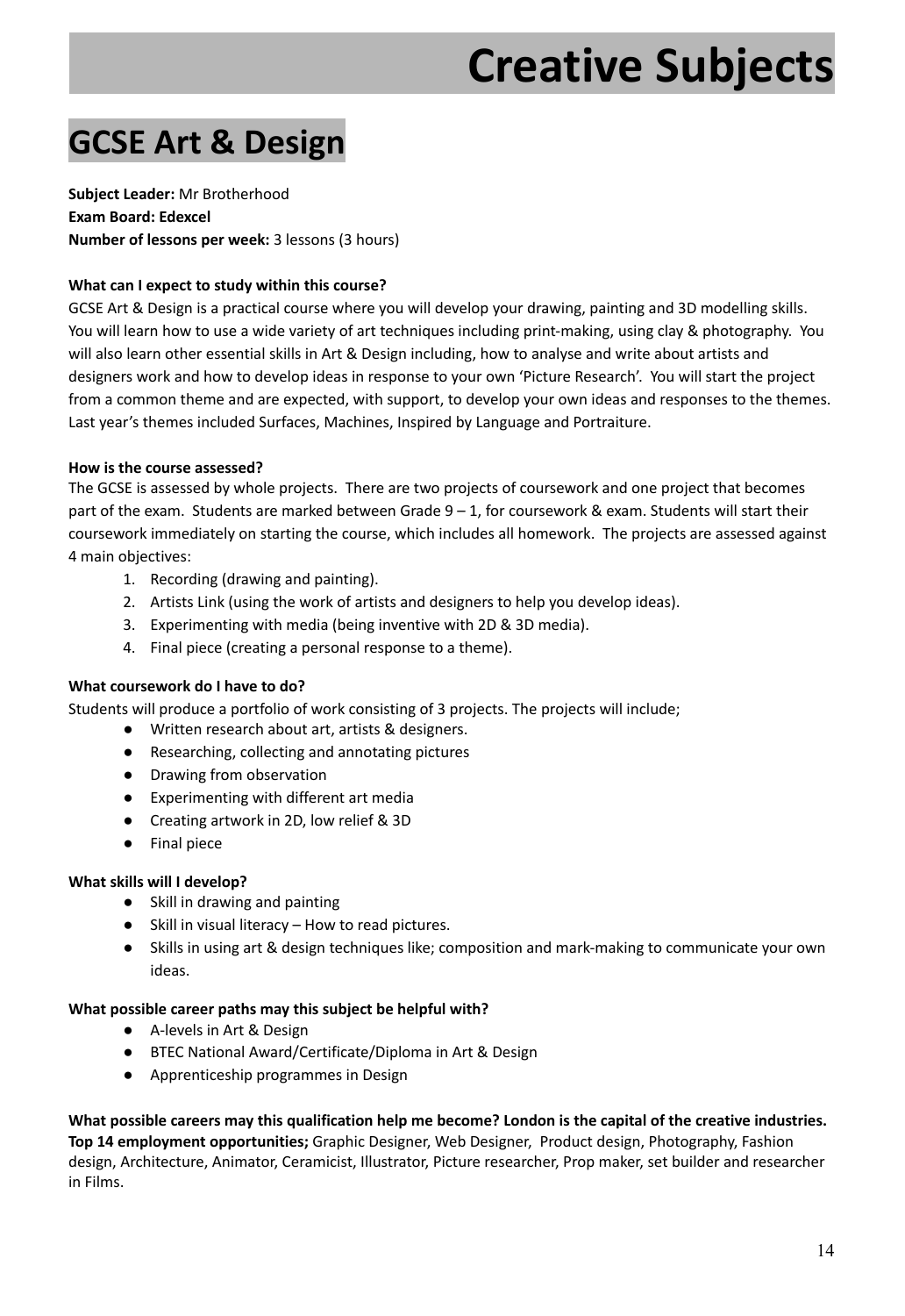# Creative Subjects

## GCSE Art & Design

**Subject Leader:** Mr Brotherhood
**Exam Board: Edexcel**
**Number of lessons per week:** 3 lessons (3 hours)

**What can I expect to study within this course?**
GCSE Art & Design is a practical course where you will develop your drawing, painting and 3D modelling skills. You will learn how to use a wide variety of art techniques including print-making, using clay & photography. You will also learn other essential skills in Art & Design including, how to analyse and write about artists and designers work and how to develop ideas in response to your own 'Picture Research'. You will start the project from a common theme and are expected, with support, to develop your own ideas and responses to the themes. Last year's themes included Surfaces, Machines, Inspired by Language and Portraiture.

**How is the course assessed?**
The GCSE is assessed by whole projects. There are two projects of coursework and one project that becomes part of the exam. Students are marked between Grade 9 – 1, for coursework & exam. Students will start their coursework immediately on starting the course, which includes all homework. The projects are assessed against 4 main objectives:

1. Recording (drawing and painting).
2. Artists Link (using the work of artists and designers to help you develop ideas).
3. Experimenting with media (being inventive with 2D & 3D media).
4. Final piece (creating a personal response to a theme).

**What coursework do I have to do?**
Students will produce a portfolio of work consisting of 3 projects. The projects will include;

- Written research about art, artists & designers.
- Researching, collecting and annotating pictures
- Drawing from observation
- Experimenting with different art media
- Creating artwork in 2D, low relief & 3D
- Final piece

**What skills will I develop?**

- Skill in drawing and painting
- Skill in visual literacy – How to read pictures.
- Skills in using art & design techniques like; composition and mark-making to communicate your own ideas.

**What possible career paths may this subject be helpful with?**

- A-levels in Art & Design
- BTEC National Award/Certificate/Diploma in Art & Design
- Apprenticeship programmes in Design

**What possible careers may this qualification help me become? London is the capital of the creative industries. Top 14 employment opportunities;** Graphic Designer, Web Designer, Product design, Photography, Fashion design, Architecture, Animator, Ceramicist, Illustrator, Picture researcher, Prop maker, set builder and researcher in Films.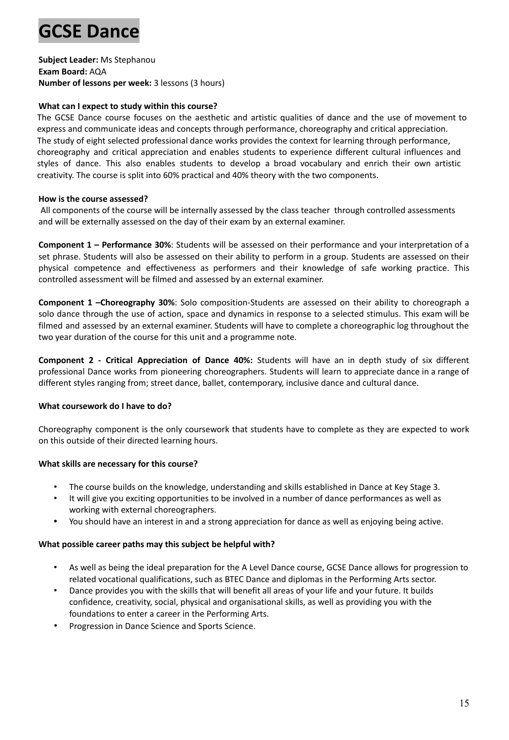# GCSE Dance

**Subject Leader:** Ms Stephanou
**Exam Board:** AQA
**Number of lessons per week:** 3 lessons (3 hours)

**What can I expect to study within this course?**

The GCSE Dance course focuses on the aesthetic and artistic qualities of dance and the use of movement to express and communicate ideas and concepts through performance, choreography and critical appreciation. The study of eight selected professional dance works provides the context for learning through performance, choreography and critical appreciation and enables students to experience different cultural influences and styles of dance. This also enables students to develop a broad vocabulary and enrich their own artistic creativity. The course is split into 60% practical and 40% theory with the two components.

**How is the course assessed?**

All components of the course will be internally assessed by the class teacher through controlled assessments and will be externally assessed on the day of their exam by an external examiner.

**Component 1 – Performance 30%**: Students will be assessed on their performance and your interpretation of a set phrase. Students will also be assessed on their ability to perform in a group. Students are assessed on their physical competence and effectiveness as performers and their knowledge of safe working practice. This controlled assessment will be filmed and assessed by an external examiner.

**Component 1 –Choreography 30%**: Solo composition-Students are assessed on their ability to choreograph a solo dance through the use of action, space and dynamics in response to a selected stimulus. This exam will be filmed and assessed by an external examiner. Students will have to complete a choreographic log throughout the two year duration of the course for this unit and a programme note.

**Component 2 - Critical Appreciation of Dance 40%:** Students will have an in depth study of six different professional Dance works from pioneering choreographers. Students will learn to appreciate dance in a range of different styles ranging from; street dance, ballet, contemporary, inclusive dance and cultural dance.

**What coursework do I have to do?**

Choreography component is the only coursework that students have to complete as they are expected to work on this outside of their directed learning hours.

**What skills are necessary for this course?**

- The course builds on the knowledge, understanding and skills established in Dance at Key Stage 3.
- It will give you exciting opportunities to be involved in a number of dance performances as well as working with external choreographers.
- You should have an interest in and a strong appreciation for dance as well as enjoying being active.

**What possible career paths may this subject be helpful with?**

- As well as being the ideal preparation for the A Level Dance course, GCSE Dance allows for progression to related vocational qualifications, such as BTEC Dance and diplomas in the Performing Arts sector.
- Dance provides you with the skills that will benefit all areas of your life and your future. It builds confidence, creativity, social, physical and organisational skills, as well as providing you with the foundations to enter a career in the Performing Arts.
- Progression in Dance Science and Sports Science.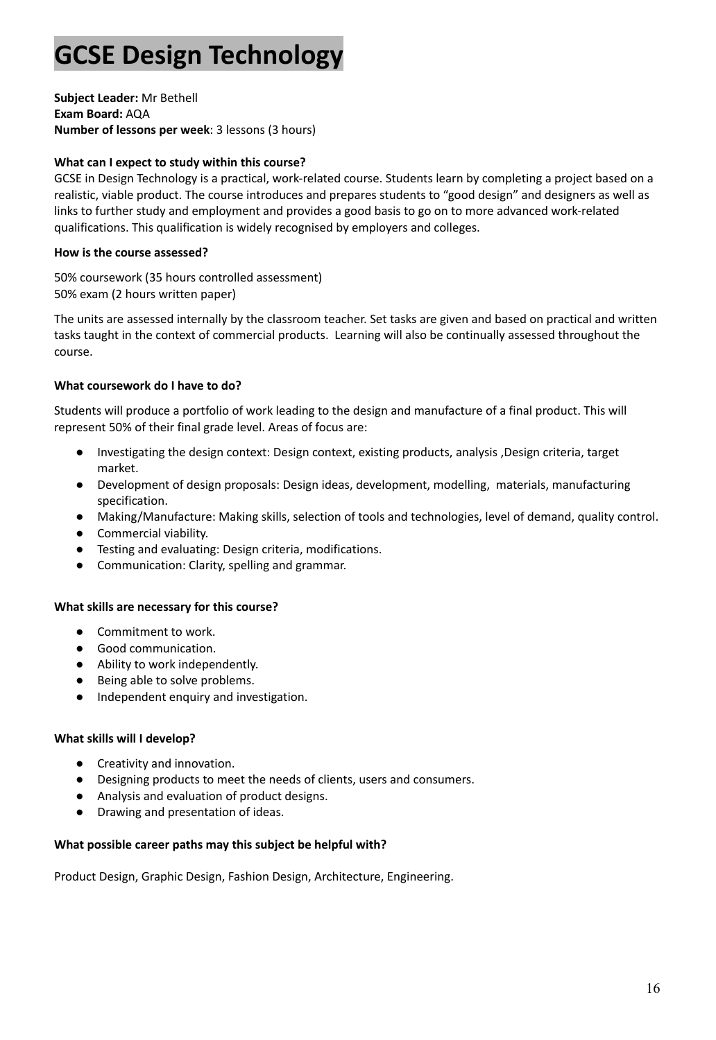# GCSE Design Technology

**Subject Leader:** Mr Bethell
**Exam Board:** AQA
**Number of lessons per week**: 3 lessons (3 hours)

**What can I expect to study within this course?**

GCSE in Design Technology is a practical, work-related course. Students learn by completing a project based on a realistic, viable product. The course introduces and prepares students to "good design" and designers as well as links to further study and employment and provides a good basis to go on to more advanced work-related qualifications. This qualification is widely recognised by employers and colleges.

**How is the course assessed?**

50% coursework (35 hours controlled assessment)
50% exam (2 hours written paper)

The units are assessed internally by the classroom teacher. Set tasks are given and based on practical and written tasks taught in the context of commercial products. Learning will also be continually assessed throughout the course.

**What coursework do I have to do?**

Students will produce a portfolio of work leading to the design and manufacture of a final product. This will represent 50% of their final grade level. Areas of focus are:

- Investigating the design context: Design context, existing products, analysis ,Design criteria, target market.
- Development of design proposals: Design ideas, development, modelling, materials, manufacturing specification.
- Making/Manufacture: Making skills, selection of tools and technologies, level of demand, quality control.
- Commercial viability.
- Testing and evaluating: Design criteria, modifications.
- Communication: Clarity, spelling and grammar.

**What skills are necessary for this course?**

- Commitment to work.
- Good communication.
- Ability to work independently.
- Being able to solve problems.
- Independent enquiry and investigation.

**What skills will I develop?**

- Creativity and innovation.
- Designing products to meet the needs of clients, users and consumers.
- Analysis and evaluation of product designs.
- Drawing and presentation of ideas.

**What possible career paths may this subject be helpful with?**

Product Design, Graphic Design, Fashion Design, Architecture, Engineering.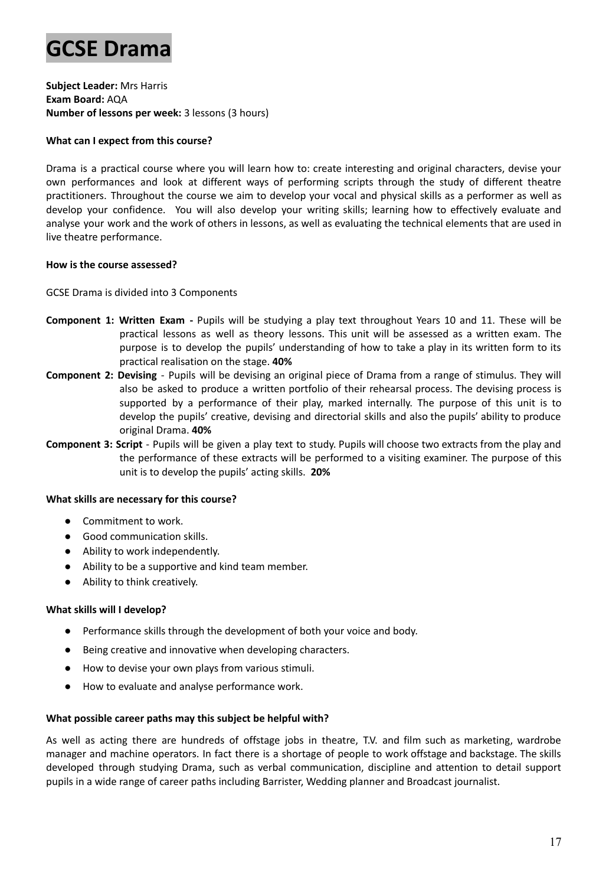# GCSE Drama

**Subject Leader:** Mrs Harris
**Exam Board:** AQA
**Number of lessons per week:** 3 lessons (3 hours)

**What can I expect from this course?**

Drama is a practical course where you will learn how to: create interesting and original characters, devise your own performances and look at different ways of performing scripts through the study of different theatre practitioners. Throughout the course we aim to develop your vocal and physical skills as a performer as well as develop your confidence. You will also develop your writing skills; learning how to effectively evaluate and analyse your work and the work of others in lessons, as well as evaluating the technical elements that are used in live theatre performance.

**How is the course assessed?**

GCSE Drama is divided into 3 Components

**Component 1: Written Exam -** Pupils will be studying a play text throughout Years 10 and 11. These will be practical lessons as well as theory lessons. This unit will be assessed as a written exam. The purpose is to develop the pupils' understanding of how to take a play in its written form to its practical realisation on the stage. **40%**

**Component 2: Devising** - Pupils will be devising an original piece of Drama from a range of stimulus. They will also be asked to produce a written portfolio of their rehearsal process. The devising process is supported by a performance of their play, marked internally. The purpose of this unit is to develop the pupils' creative, devising and directorial skills and also the pupils' ability to produce original Drama. **40%**

**Component 3: Script** - Pupils will be given a play text to study. Pupils will choose two extracts from the play and the performance of these extracts will be performed to a visiting examiner. The purpose of this unit is to develop the pupils' acting skills. **20%**

**What skills are necessary for this course?**

- Commitment to work.
- Good communication skills.
- Ability to work independently.
- Ability to be a supportive and kind team member.
- Ability to think creatively.

**What skills will I develop?**

- Performance skills through the development of both your voice and body.
- Being creative and innovative when developing characters.
- How to devise your own plays from various stimuli.
- How to evaluate and analyse performance work.

**What possible career paths may this subject be helpful with?**

As well as acting there are hundreds of offstage jobs in theatre, T.V. and film such as marketing, wardrobe manager and machine operators. In fact there is a shortage of people to work offstage and backstage. The skills developed through studying Drama, such as verbal communication, discipline and attention to detail support pupils in a wide range of career paths including Barrister, Wedding planner and Broadcast journalist.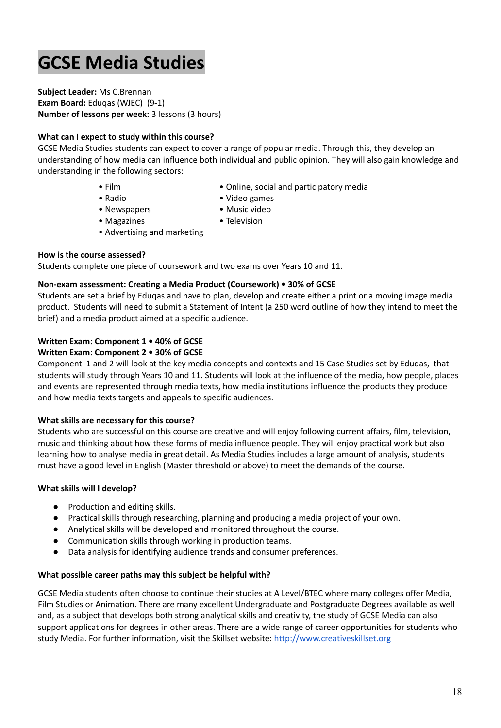# GCSE Media Studies

**Subject Leader:** Ms C.Brennan
**Exam Board:** Eduqas (WJEC) (9-1)
**Number of lessons per week:** 3 lessons (3 hours)

**What can I expect to study within this course?**
GCSE Media Studies students can expect to cover a range of popular media. Through this, they develop an understanding of how media can influence both individual and public opinion. They will also gain knowledge and understanding in the following sectors:

- Film
- Radio
- Newspapers
- Magazines
- Advertising and marketing
- Online, social and participatory media
- Video games
- Music video
- Television

**How is the course assessed?**
Students complete one piece of coursework and two exams over Years 10 and 11.

**Non-exam assessment: Creating a Media Product (Coursework) • 30% of GCSE**
Students are set a brief by Eduqas and have to plan, develop and create either a print or a moving image media product. Students will need to submit a Statement of Intent (a 250 word outline of how they intend to meet the brief) and a media product aimed at a specific audience.

**Written Exam: Component 1 • 40% of GCSE**
**Written Exam: Component 2 • 30% of GCSE**
Component 1 and 2 will look at the key media concepts and contexts and 15 Case Studies set by Eduqas, that students will study through Years 10 and 11. Students will look at the influence of the media, how people, places and events are represented through media texts, how media institutions influence the products they produce and how media texts targets and appeals to specific audiences.

**What skills are necessary for this course?**
Students who are successful on this course are creative and will enjoy following current affairs, film, television, music and thinking about how these forms of media influence people. They will enjoy practical work but also learning how to analyse media in great detail. As Media Studies includes a large amount of analysis, students must have a good level in English (Master threshold or above) to meet the demands of the course.

**What skills will I develop?**

- Production and editing skills.
- Practical skills through researching, planning and producing a media project of your own.
- Analytical skills will be developed and monitored throughout the course.
- Communication skills through working in production teams.
- Data analysis for identifying audience trends and consumer preferences.

**What possible career paths may this subject be helpful with?**

GCSE Media students often choose to continue their studies at A Level/BTEC where many colleges offer Media, Film Studies or Animation. There are many excellent Undergraduate and Postgraduate Degrees available as well and, as a subject that develops both strong analytical skills and creativity, the study of GCSE Media can also support applications for degrees in other areas. There are a wide range of career opportunities for students who study Media. For further information, visit the Skillset website: [http://www.creativeskillset.org](http://www.creativeskillset.org)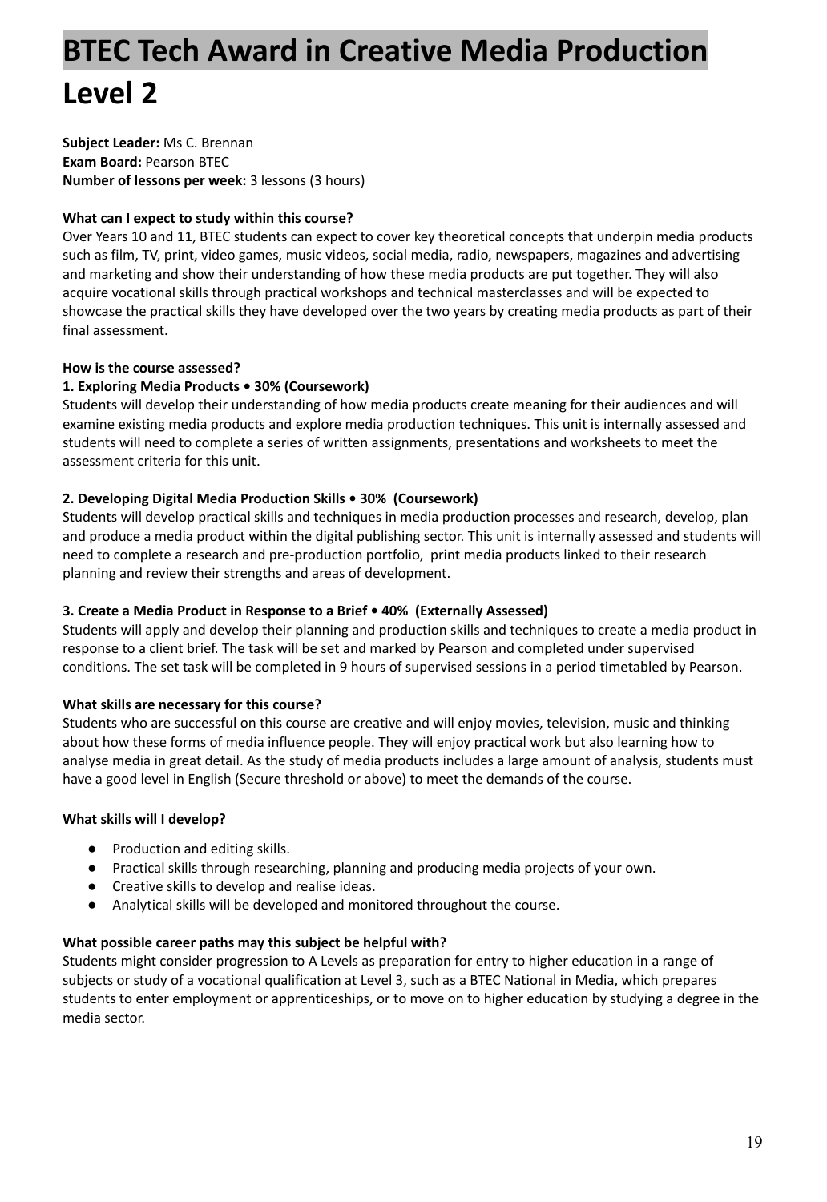# BTEC Tech Award in Creative Media Production Level 2

**Subject Leader:** Ms C. Brennan
**Exam Board:** Pearson BTEC
**Number of lessons per week:** 3 lessons (3 hours)

**What can I expect to study within this course?**
Over Years 10 and 11, BTEC students can expect to cover key theoretical concepts that underpin media products such as film, TV, print, video games, music videos, social media, radio, newspapers, magazines and advertising and marketing and show their understanding of how these media products are put together. They will also acquire vocational skills through practical workshops and technical masterclasses and will be expected to showcase the practical skills they have developed over the two years by creating media products as part of their final assessment.

**How is the course assessed?**

**1. Exploring Media Products • 30% (Coursework)**
Students will develop their understanding of how media products create meaning for their audiences and will examine existing media products and explore media production techniques. This unit is internally assessed and students will need to complete a series of written assignments, presentations and worksheets to meet the assessment criteria for this unit.

**2. Developing Digital Media Production Skills • 30% (Coursework)**
Students will develop practical skills and techniques in media production processes and research, develop, plan and produce a media product within the digital publishing sector. This unit is internally assessed and students will need to complete a research and pre-production portfolio, print media products linked to their research planning and review their strengths and areas of development.

**3. Create a Media Product in Response to a Brief • 40% (Externally Assessed)**
Students will apply and develop their planning and production skills and techniques to create a media product in response to a client brief. The task will be set and marked by Pearson and completed under supervised conditions. The set task will be completed in 9 hours of supervised sessions in a period timetabled by Pearson.

**What skills are necessary for this course?**
Students who are successful on this course are creative and will enjoy movies, television, music and thinking about how these forms of media influence people. They will enjoy practical work but also learning how to analyse media in great detail. As the study of media products includes a large amount of analysis, students must have a good level in English (Secure threshold or above) to meet the demands of the course.

**What skills will I develop?**

- Production and editing skills.
- Practical skills through researching, planning and producing media projects of your own.
- Creative skills to develop and realise ideas.
- Analytical skills will be developed and monitored throughout the course.

**What possible career paths may this subject be helpful with?**
Students might consider progression to A Levels as preparation for entry to higher education in a range of subjects or study of a vocational qualification at Level 3, such as a BTEC National in Media, which prepares students to enter employment or apprenticeships, or to move on to higher education by studying a degree in the media sector.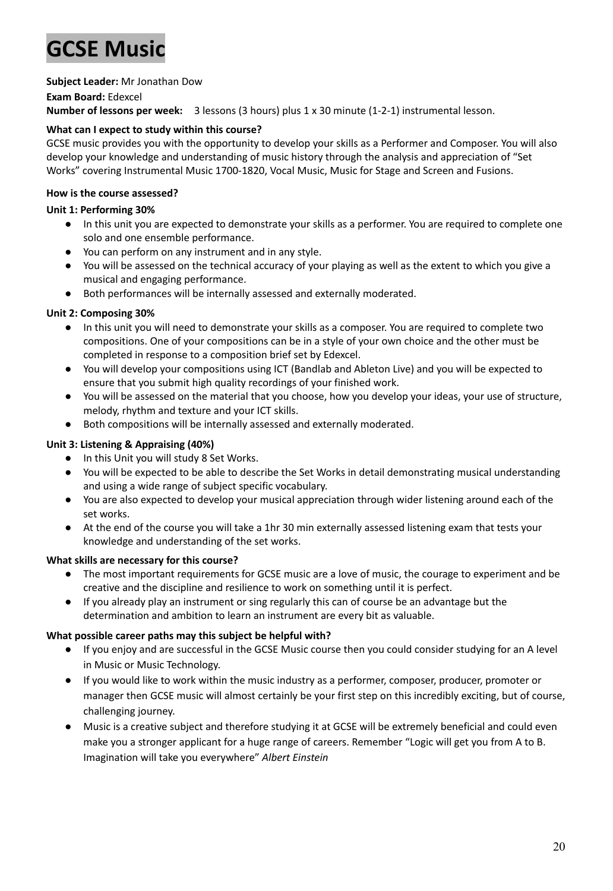# GCSE Music

**Subject Leader:** Mr Jonathan Dow

**Exam Board:** Edexcel

**Number of lessons per week:** 3 lessons (3 hours) plus 1 x 30 minute (1-2-1) instrumental lesson.

**What can I expect to study within this course?**

GCSE music provides you with the opportunity to develop your skills as a Performer and Composer. You will also develop your knowledge and understanding of music history through the analysis and appreciation of "Set Works" covering Instrumental Music 1700-1820, Vocal Music, Music for Stage and Screen and Fusions.

**How is the course assessed?**

**Unit 1: Performing 30%**

- In this unit you are expected to demonstrate your skills as a performer. You are required to complete one solo and one ensemble performance.
- You can perform on any instrument and in any style.
- You will be assessed on the technical accuracy of your playing as well as the extent to which you give a musical and engaging performance.
- Both performances will be internally assessed and externally moderated.

**Unit 2: Composing 30%**

- In this unit you will need to demonstrate your skills as a composer. You are required to complete two compositions. One of your compositions can be in a style of your own choice and the other must be completed in response to a composition brief set by Edexcel.
- You will develop your compositions using ICT (Bandlab and Ableton Live) and you will be expected to ensure that you submit high quality recordings of your finished work.
- You will be assessed on the material that you choose, how you develop your ideas, your use of structure, melody, rhythm and texture and your ICT skills.
- Both compositions will be internally assessed and externally moderated.

**Unit 3: Listening & Appraising (40%)**

- In this Unit you will study 8 Set Works.
- You will be expected to be able to describe the Set Works in detail demonstrating musical understanding and using a wide range of subject specific vocabulary.
- You are also expected to develop your musical appreciation through wider listening around each of the set works.
- At the end of the course you will take a 1hr 30 min externally assessed listening exam that tests your knowledge and understanding of the set works.

**What skills are necessary for this course?**

- The most important requirements for GCSE music are a love of music, the courage to experiment and be creative and the discipline and resilience to work on something until it is perfect.
- If you already play an instrument or sing regularly this can of course be an advantage but the determination and ambition to learn an instrument are every bit as valuable.

**What possible career paths may this subject be helpful with?**

- If you enjoy and are successful in the GCSE Music course then you could consider studying for an A level in Music or Music Technology.
- If you would like to work within the music industry as a performer, composer, producer, promoter or manager then GCSE music will almost certainly be your first step on this incredibly exciting, but of course, challenging journey.
- Music is a creative subject and therefore studying it at GCSE will be extremely beneficial and could even make you a stronger applicant for a huge range of careers. Remember "Logic will get you from A to B. Imagination will take you everywhere" *Albert Einstein*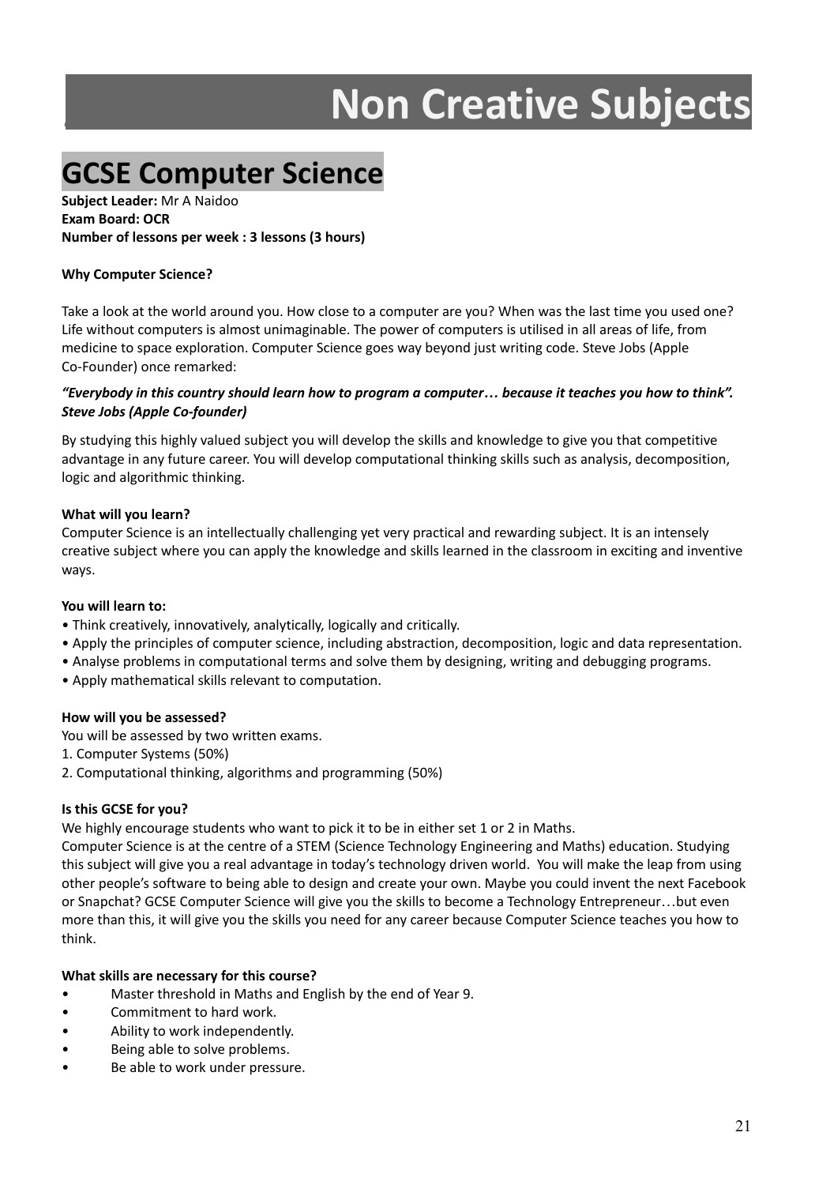# Non Creative Subjects

## GCSE Computer Science

**Subject Leader:** Mr A Naidoo
**Exam Board: OCR**
**Number of lessons per week : 3 lessons (3 hours)**

**Why Computer Science?**

Take a look at the world around you. How close to a computer are you? When was the last time you used one? Life without computers is almost unimaginable. The power of computers is utilised in all areas of life, from medicine to space exploration. Computer Science goes way beyond just writing code. Steve Jobs (Apple Co-Founder) once remarked:

***"Everybody in this country should learn how to program a computer… because it teaches you how to think". Steve Jobs (Apple Co-founder)***

By studying this highly valued subject you will develop the skills and knowledge to give you that competitive advantage in any future career. You will develop computational thinking skills such as analysis, decomposition, logic and algorithmic thinking.

**What will you learn?**

Computer Science is an intellectually challenging yet very practical and rewarding subject. It is an intensely creative subject where you can apply the knowledge and skills learned in the classroom in exciting and inventive ways.

**You will learn to:**

- Think creatively, innovatively, analytically, logically and critically.
- Apply the principles of computer science, including abstraction, decomposition, logic and data representation.
- Analyse problems in computational terms and solve them by designing, writing and debugging programs.
- Apply mathematical skills relevant to computation.

**How will you be assessed?**

You will be assessed by two written exams.

1. Computer Systems (50%)
2. Computational thinking, algorithms and programming (50%)

**Is this GCSE for you?**

We highly encourage students who want to pick it to be in either set 1 or 2 in Maths.

Computer Science is at the centre of a STEM (Science Technology Engineering and Maths) education. Studying this subject will give you a real advantage in today's technology driven world. You will make the leap from using other people's software to being able to design and create your own. Maybe you could invent the next Facebook or Snapchat? GCSE Computer Science will give you the skills to become a Technology Entrepreneur…but even more than this, it will give you the skills you need for any career because Computer Science teaches you how to think.

**What skills are necessary for this course?**

- Master threshold in Maths and English by the end of Year 9.
- Commitment to hard work.
- Ability to work independently.
- Being able to solve problems.
- Be able to work under pressure.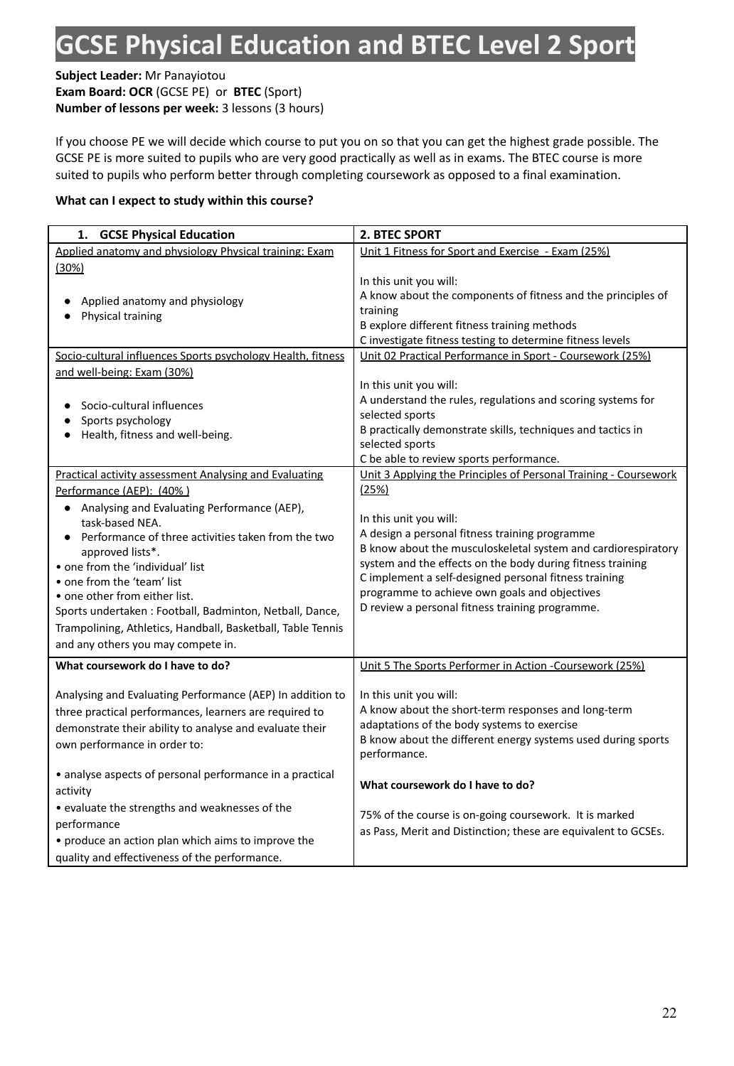# GCSE Physical Education and BTEC Level 2 Sport

**Subject Leader:** Mr Panayiotou
**Exam Board: OCR** (GCSE PE) or **BTEC** (Sport)
**Number of lessons per week:** 3 lessons (3 hours)

If you choose PE we will decide which course to put you on so that you can get the highest grade possible. The GCSE PE is more suited to pupils who are very good practically as well as in exams. The BTEC course is more suited to pupils who perform better through completing coursework as opposed to a final examination.

**What can I expect to study within this course?**

| 1. GCSE Physical Education | 2. BTEC SPORT |
|---|---|
| Applied anatomy and physiology Physical training: Exam (30%)<br><br>• Applied anatomy and physiology<br>• Physical training | Unit 1 Fitness for Sport and Exercise - Exam (25%)<br><br>In this unit you will:<br>A know about the components of fitness and the principles of training<br>B explore different fitness training methods<br>C investigate fitness testing to determine fitness levels |
| Socio-cultural influences Sports psychology Health, fitness and well-being: Exam (30%)<br><br>• Socio-cultural influences<br>• Sports psychology<br>• Health, fitness and well-being. | Unit 02 Practical Performance in Sport - Coursework (25%)<br><br>In this unit you will:<br>A understand the rules, regulations and scoring systems for selected sports<br>B practically demonstrate skills, techniques and tactics in selected sports<br>C be able to review sports performance. |
| Practical activity assessment Analysing and Evaluating Performance (AEP): (40% )<br>• Analysing and Evaluating Performance (AEP), task-based NEA.<br>• Performance of three activities taken from the two approved lists*.<br>• one from the 'individual' list<br>• one from the 'team' list<br>• one other from either list.<br>Sports undertaken : Football, Badminton, Netball, Dance, Trampolining, Athletics, Handball, Basketball, Table Tennis and any others you may compete in. | Unit 3 Applying the Principles of Personal Training - Coursework (25%)<br><br>In this unit you will:<br>A design a personal fitness training programme<br>B know about the musculoskeletal system and cardiorespiratory system and the effects on the body during fitness training<br>C implement a self-designed personal fitness training programme to achieve own goals and objectives<br>D review a personal fitness training programme. |
| **What coursework do I have to do?**<br><br>Analysing and Evaluating Performance (AEP) In addition to three practical performances, learners are required to demonstrate their ability to analyse and evaluate their own performance in order to:<br><br>• analyse aspects of personal performance in a practical activity<br>• evaluate the strengths and weaknesses of the performance<br>• produce an action plan which aims to improve the quality and effectiveness of the performance. | Unit 5 The Sports Performer in Action -Coursework (25%)<br><br>In this unit you will:<br>A know about the short-term responses and long-term adaptations of the body systems to exercise<br>B know about the different energy systems used during sports performance.<br><br>**What coursework do I have to do?**<br><br>75% of the course is on-going coursework. It is marked as Pass, Merit and Distinction; these are equivalent to GCSEs. |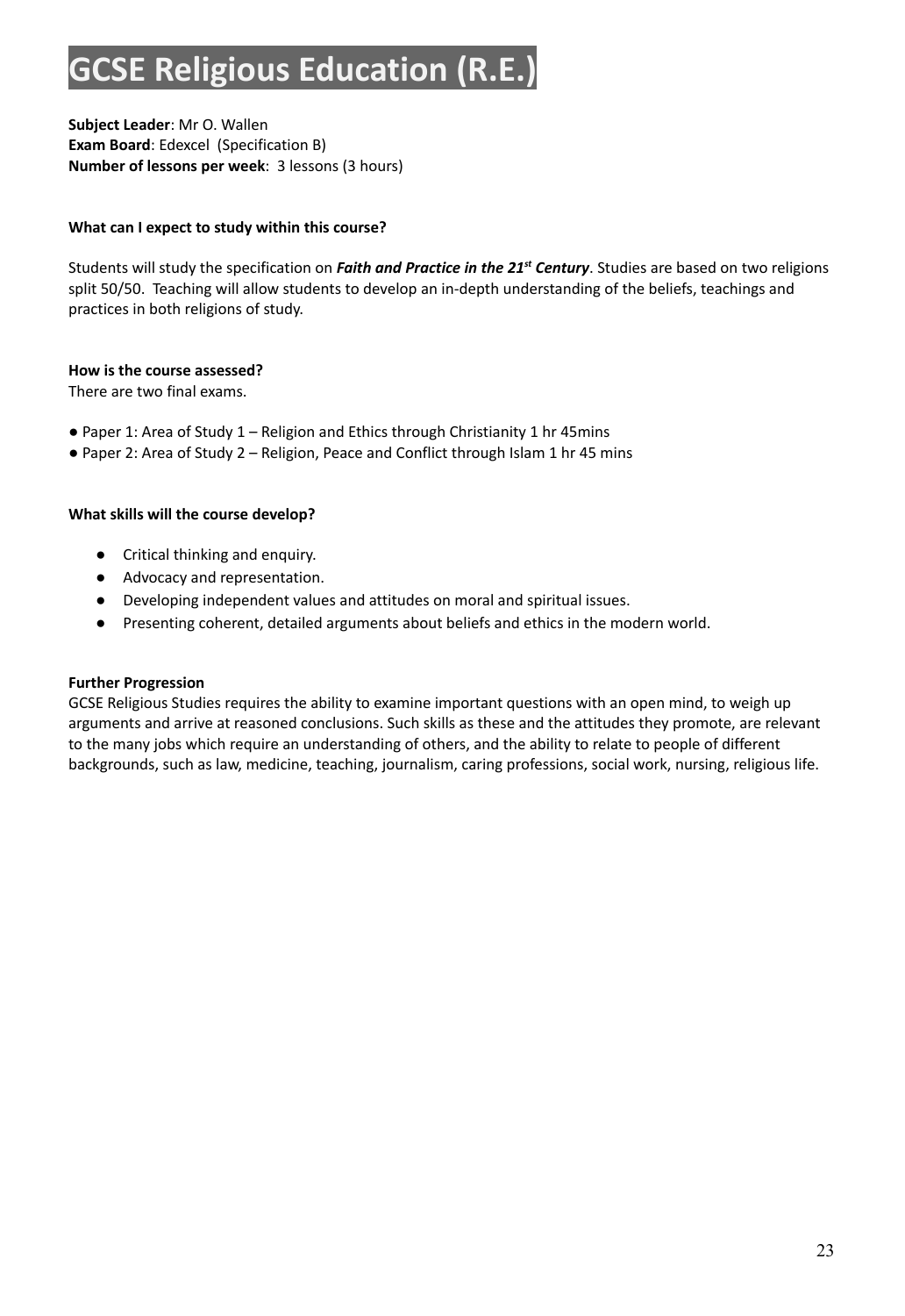# GCSE Religious Education (R.E.)

**Subject Leader**: Mr O. Wallen
**Exam Board**: Edexcel (Specification B)
**Number of lessons per week**: 3 lessons (3 hours)

**What can I expect to study within this course?**

Students will study the specification on ***Faith and Practice in the 21st Century***. Studies are based on two religions split 50/50. Teaching will allow students to develop an in-depth understanding of the beliefs, teachings and practices in both religions of study.

**How is the course assessed?**
There are two final exams.

- Paper 1: Area of Study 1 – Religion and Ethics through Christianity 1 hr 45mins
- Paper 2: Area of Study 2 – Religion, Peace and Conflict through Islam 1 hr 45 mins

**What skills will the course develop?**

- Critical thinking and enquiry.
- Advocacy and representation.
- Developing independent values and attitudes on moral and spiritual issues.
- Presenting coherent, detailed arguments about beliefs and ethics in the modern world.

**Further Progression**
GCSE Religious Studies requires the ability to examine important questions with an open mind, to weigh up arguments and arrive at reasoned conclusions. Such skills as these and the attitudes they promote, are relevant to the many jobs which require an understanding of others, and the ability to relate to people of different backgrounds, such as law, medicine, teaching, journalism, caring professions, social work, nursing, religious life.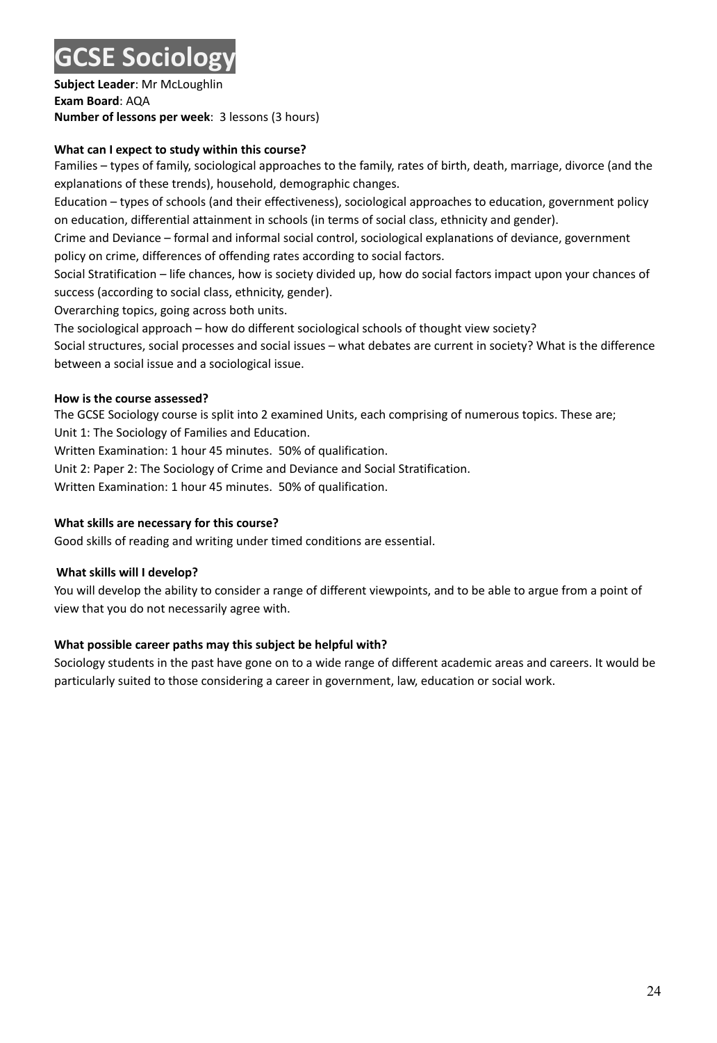# GCSE Sociology

**Subject Leader**: Mr McLoughlin
**Exam Board**: AQA
**Number of lessons per week**: 3 lessons (3 hours)

**What can I expect to study within this course?**

Families – types of family, sociological approaches to the family, rates of birth, death, marriage, divorce (and the explanations of these trends), household, demographic changes.

Education – types of schools (and their effectiveness), sociological approaches to education, government policy on education, differential attainment in schools (in terms of social class, ethnicity and gender).

Crime and Deviance – formal and informal social control, sociological explanations of deviance, government policy on crime, differences of offending rates according to social factors.

Social Stratification – life chances, how is society divided up, how do social factors impact upon your chances of success (according to social class, ethnicity, gender).

Overarching topics, going across both units.

The sociological approach – how do different sociological schools of thought view society?

Social structures, social processes and social issues – what debates are current in society? What is the difference between a social issue and a sociological issue.

**How is the course assessed?**

The GCSE Sociology course is split into 2 examined Units, each comprising of numerous topics. These are;

Unit 1: The Sociology of Families and Education.

Written Examination: 1 hour 45 minutes. 50% of qualification.

Unit 2: Paper 2: The Sociology of Crime and Deviance and Social Stratification.

Written Examination: 1 hour 45 minutes. 50% of qualification.

**What skills are necessary for this course?**

Good skills of reading and writing under timed conditions are essential.

**What skills will I develop?**

You will develop the ability to consider a range of different viewpoints, and to be able to argue from a point of view that you do not necessarily agree with.

**What possible career paths may this subject be helpful with?**

Sociology students in the past have gone on to a wide range of different academic areas and careers. It would be particularly suited to those considering a career in government, law, education or social work.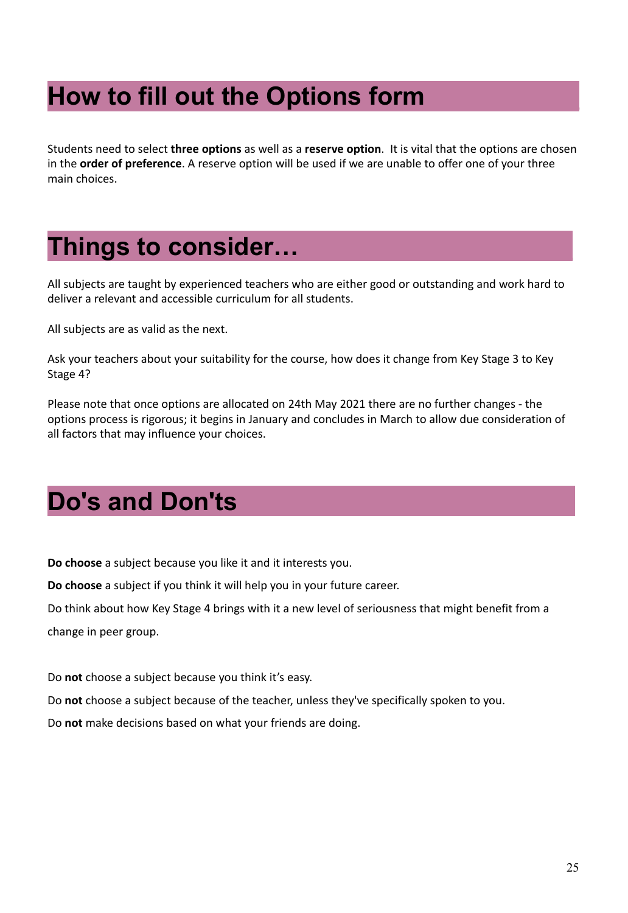# How to fill out the Options form

Students need to select **three options** as well as a **reserve option**. It is vital that the options are chosen in the **order of preference**. A reserve option will be used if we are unable to offer one of your three main choices.

# Things to consider…

All subjects are taught by experienced teachers who are either good or outstanding and work hard to deliver a relevant and accessible curriculum for all students.

All subjects are as valid as the next.

Ask your teachers about your suitability for the course, how does it change from Key Stage 3 to Key Stage 4?

Please note that once options are allocated on 24th May 2021 there are no further changes - the options process is rigorous; it begins in January and concludes in March to allow due consideration of all factors that may influence your choices.

# Do's and Don'ts

**Do choose** a subject because you like it and it interests you.

**Do choose** a subject if you think it will help you in your future career.

Do think about how Key Stage 4 brings with it a new level of seriousness that might benefit from a change in peer group.

Do **not** choose a subject because you think it's easy.

Do **not** choose a subject because of the teacher, unless they've specifically spoken to you.

Do **not** make decisions based on what your friends are doing.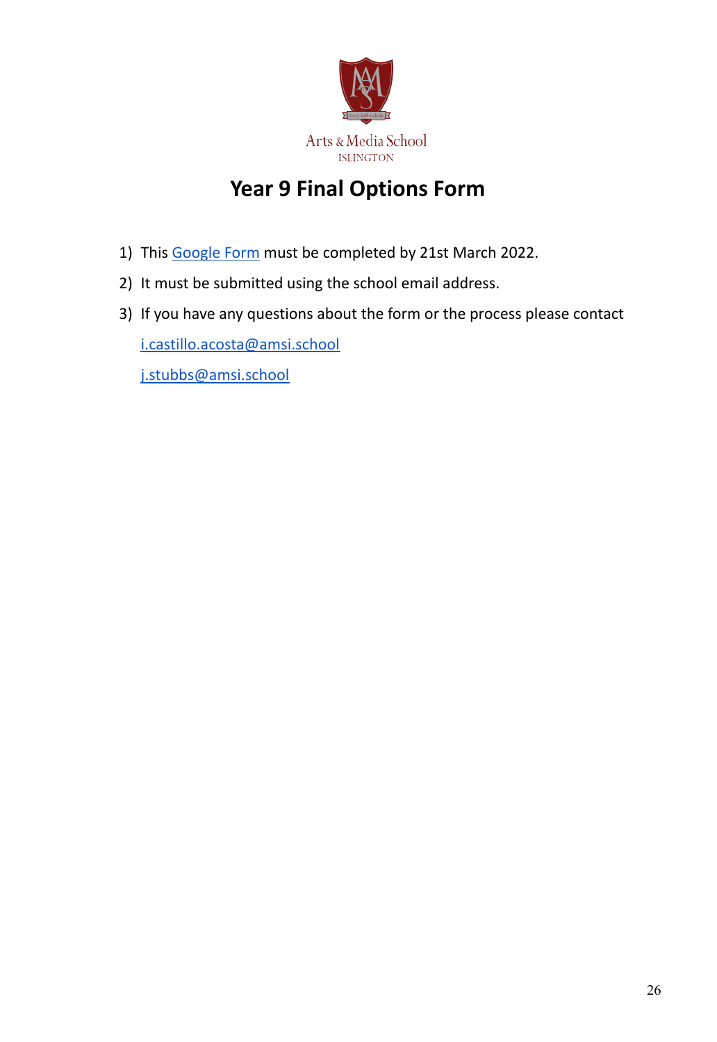Arts & Media School

ISLINGTON

# Year 9 Final Options Form

1) This Google Form must be completed by 21st March 2022.
2) It must be submitted using the school email address.
3) If you have any questions about the form or the process please contact

   i.castillo.acosta@amsi.school

   j.stubbs@amsi.school